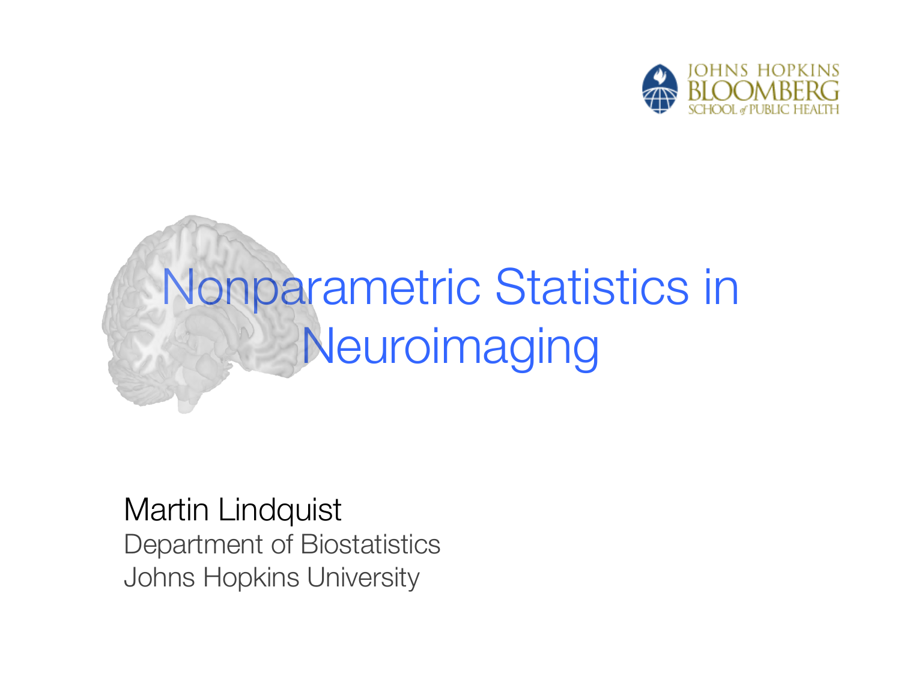# Nonparametric Statistics in Neuroimaging

Martin Lindquist
Department of Biostatistics
Johns Hopkins University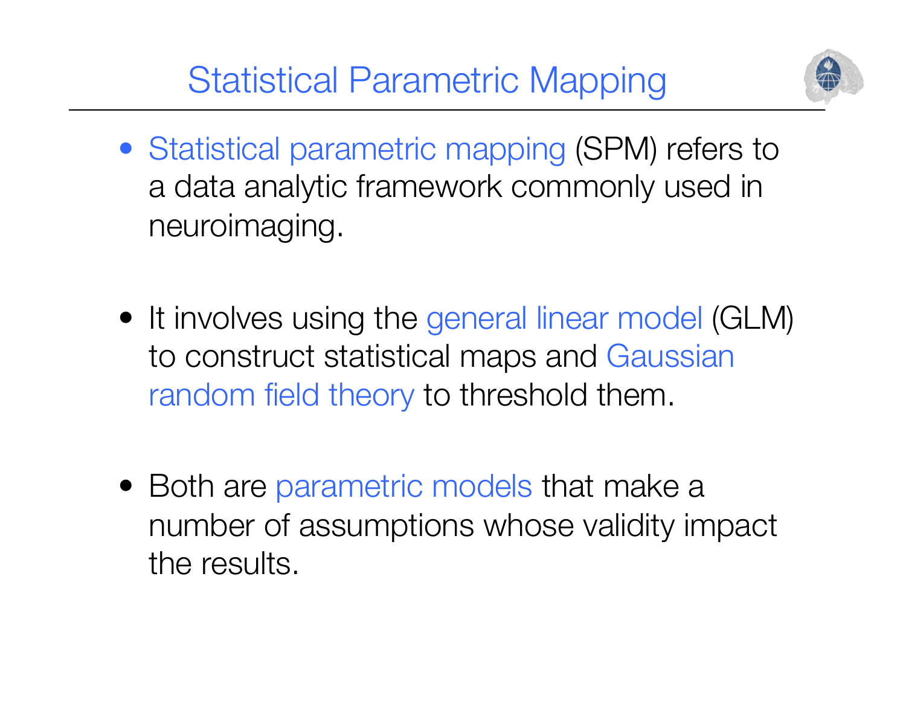# Statistical Parametric Mapping

- Statistical parametric mapping (SPM) refers to a data analytic framework commonly used in neuroimaging.

- It involves using the general linear model (GLM) to construct statistical maps and Gaussian random field theory to threshold them.

- Both are parametric models that make a number of assumptions whose validity impact the results.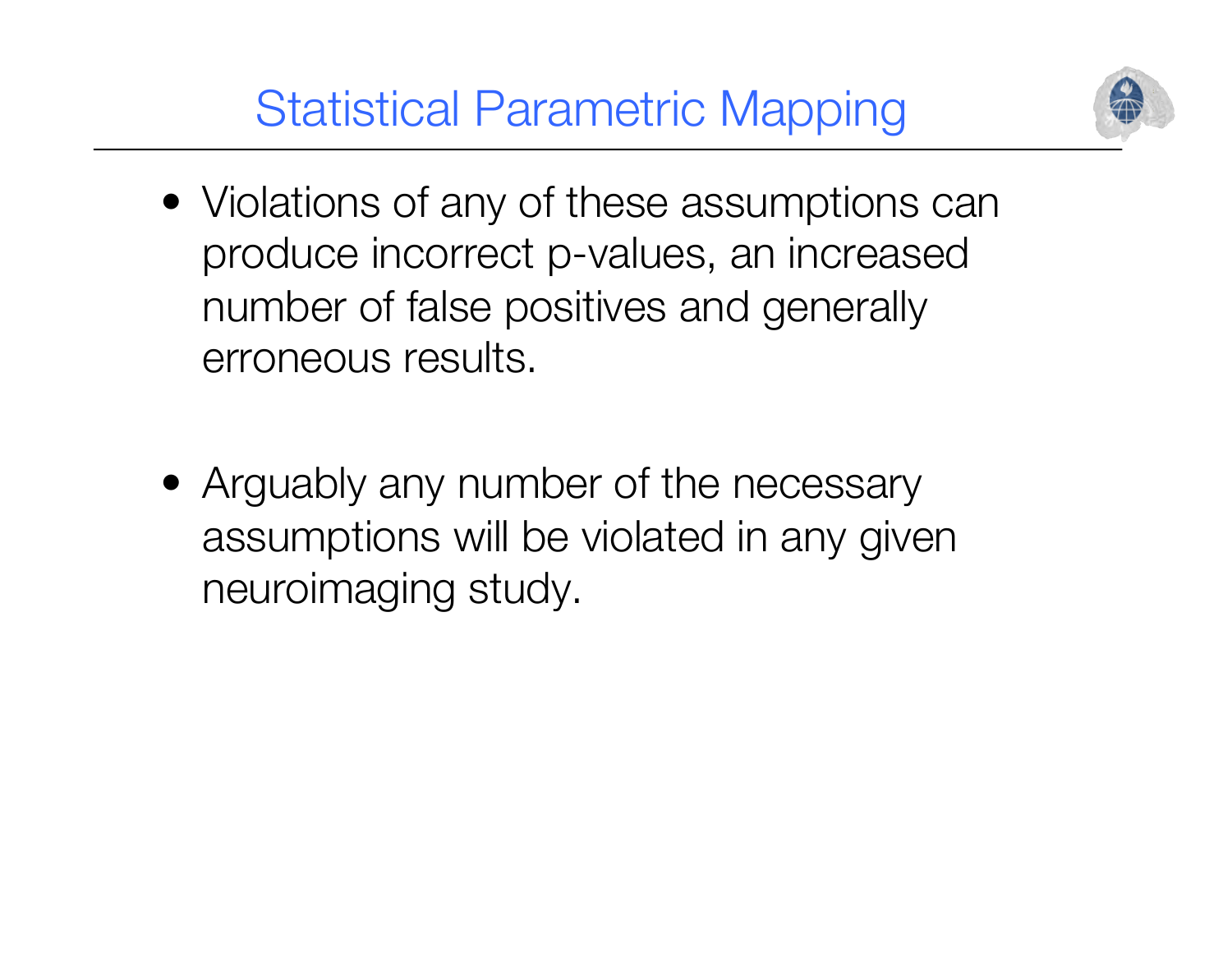# Statistical Parametric Mapping

- Violations of any of these assumptions can produce incorrect p-values, an increased number of false positives and generally erroneous results.

- Arguably any number of the necessary assumptions will be violated in any given neuroimaging study.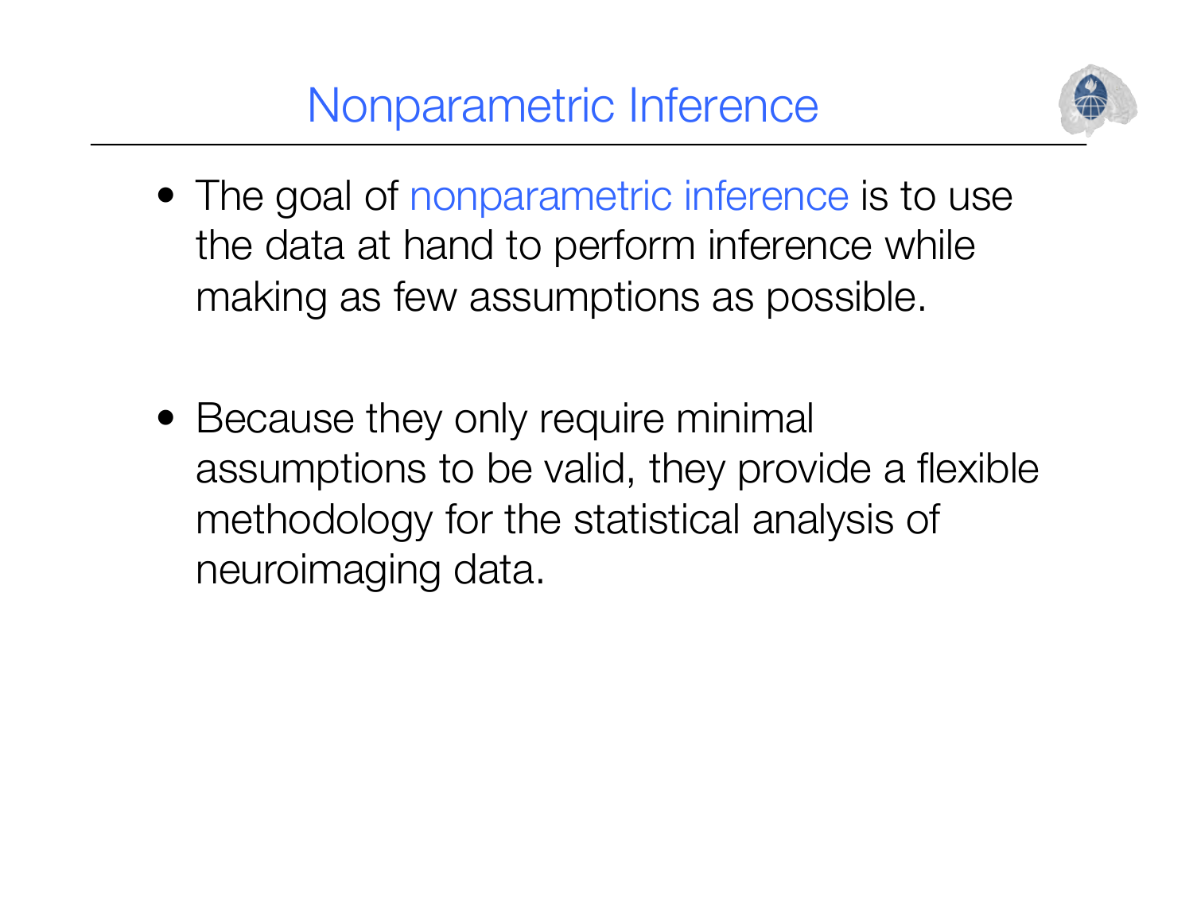# Nonparametric Inference

- The goal of nonparametric inference is to use the data at hand to perform inference while making as few assumptions as possible.

- Because they only require minimal assumptions to be valid, they provide a flexible methodology for the statistical analysis of neuroimaging data.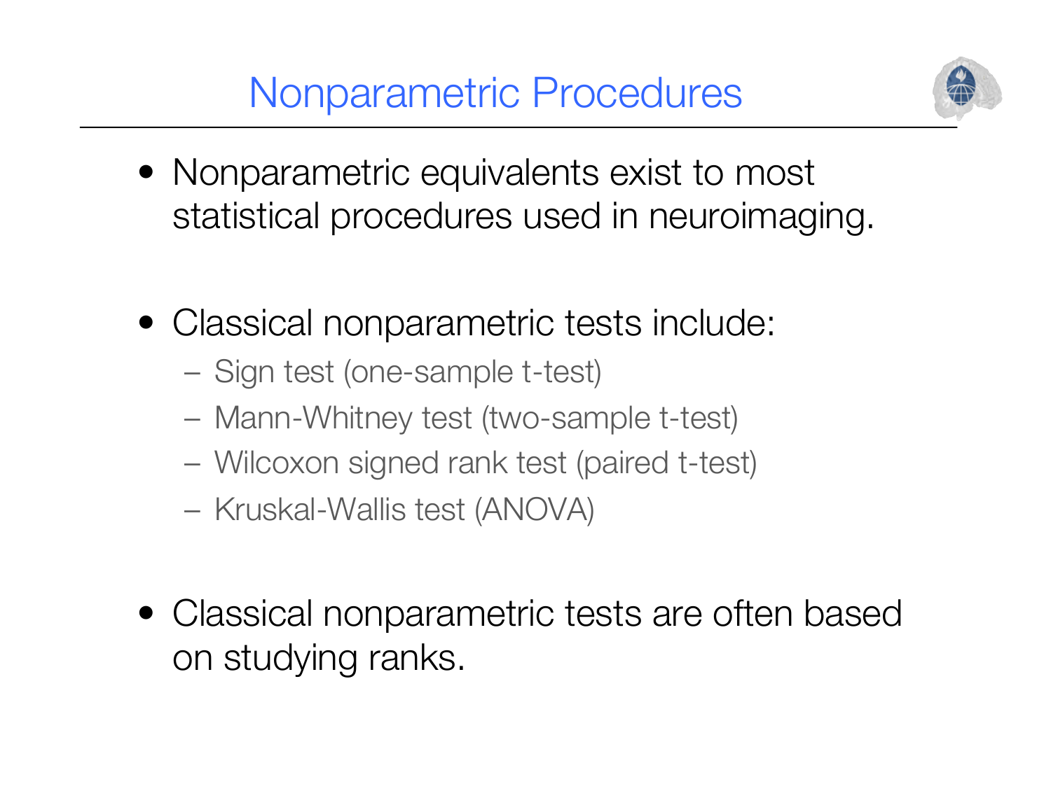# Nonparametric Procedures

- Nonparametric equivalents exist to most statistical procedures used in neuroimaging.

- Classical nonparametric tests include:
  - Sign test (one-sample t-test)
  - Mann-Whitney test (two-sample t-test)
  - Wilcoxon signed rank test (paired t-test)
  - Kruskal-Wallis test (ANOVA)

- Classical nonparametric tests are often based on studying ranks.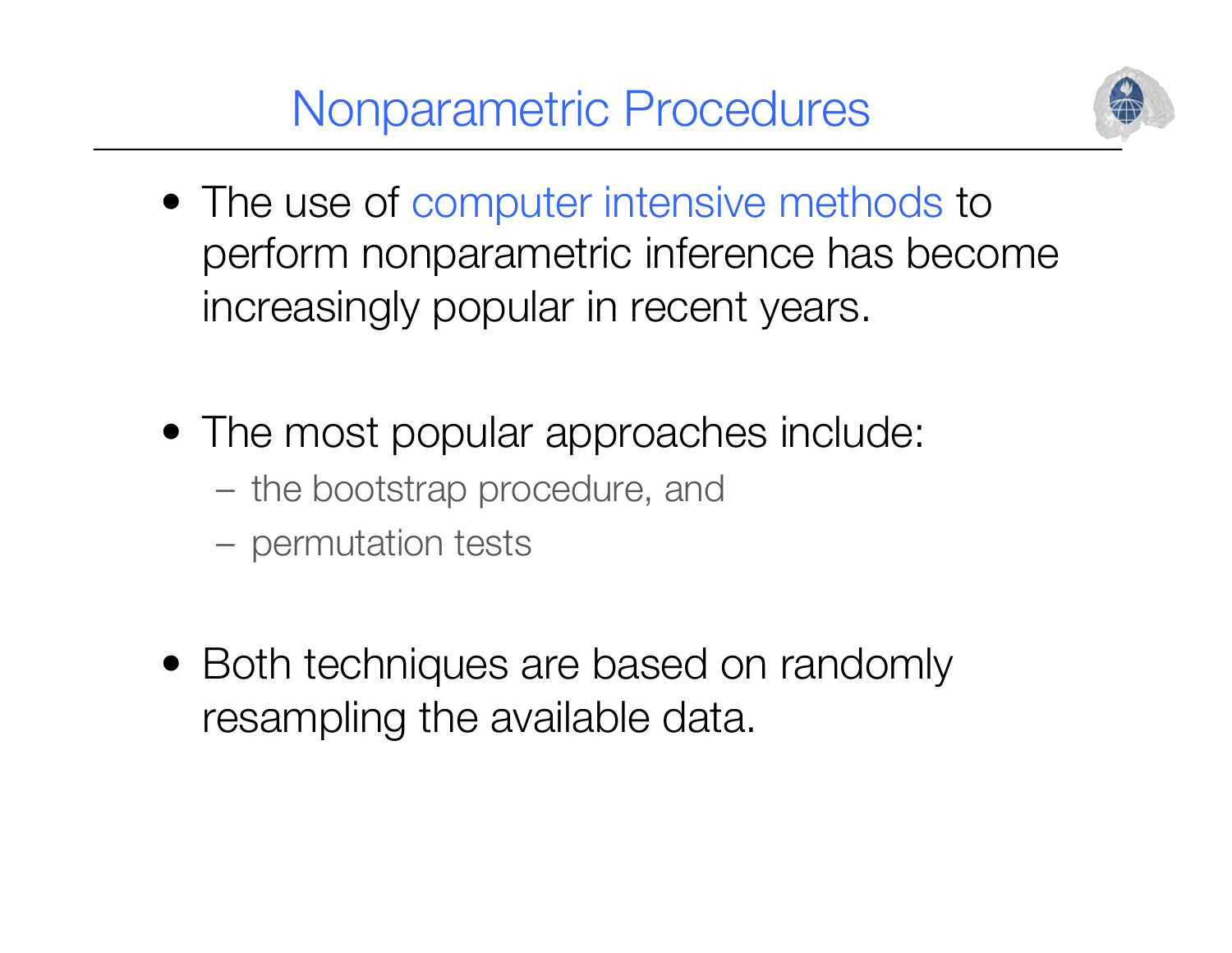# Nonparametric Procedures

- The use of computer intensive methods to perform nonparametric inference has become increasingly popular in recent years.

- The most popular approaches include:
  - the bootstrap procedure, and
  - permutation tests

- Both techniques are based on randomly resampling the available data.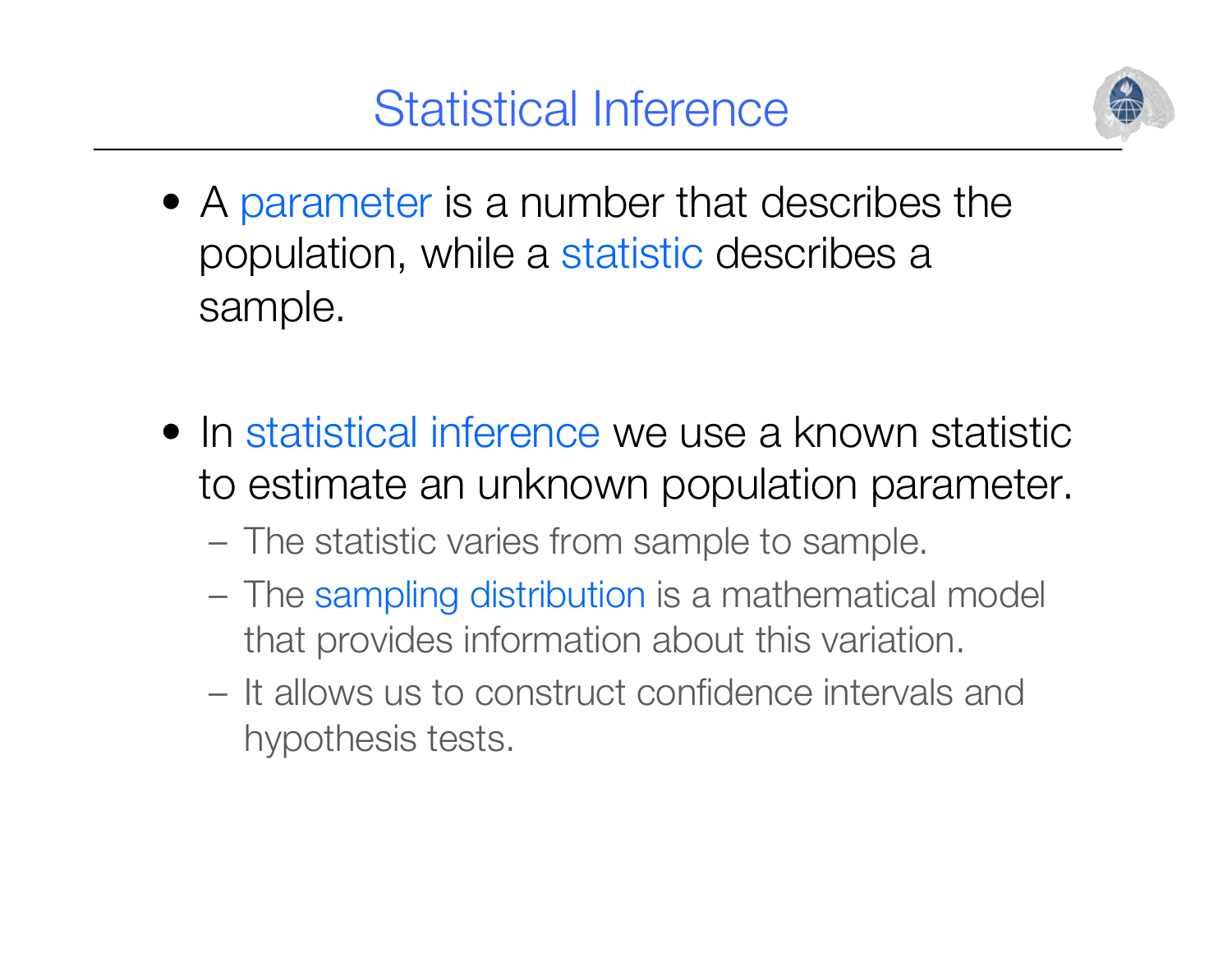# Statistical Inference

- A parameter is a number that describes the population, while a statistic describes a sample.

- In statistical inference we use a known statistic to estimate an unknown population parameter.
  - The statistic varies from sample to sample.
  - The sampling distribution is a mathematical model that provides information about this variation.
  - It allows us to construct confidence intervals and hypothesis tests.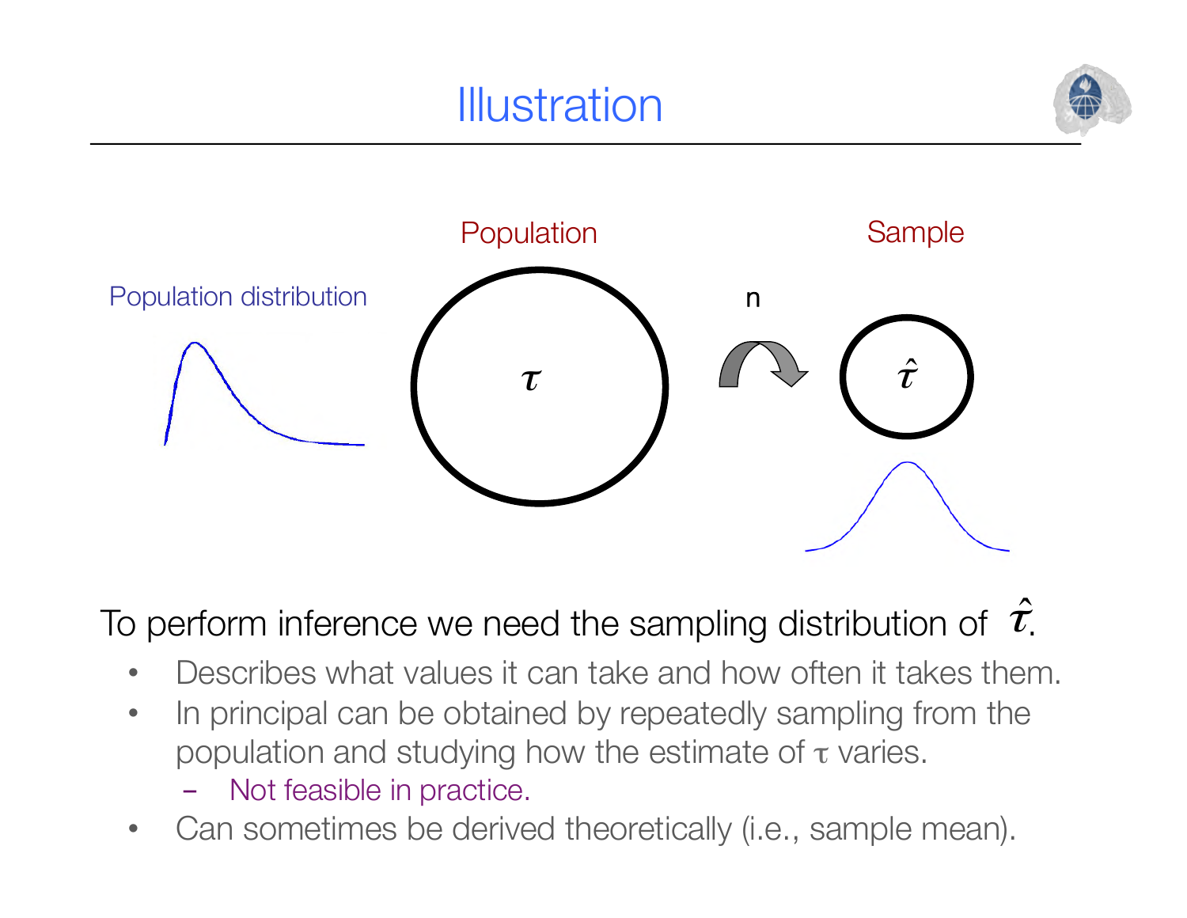# Illustration

Population distribution

Population

$\tau$

n

Sample

$\hat{\tau}$

To perform inference we need the sampling distribution of $\hat{\tau}$.

- Describes what values it can take and how often it takes them.
- In principal can be obtained by repeatedly sampling from the population and studying how the estimate of $\tau$ varies.
  - Not feasible in practice.
- Can sometimes be derived theoretically (i.e., sample mean).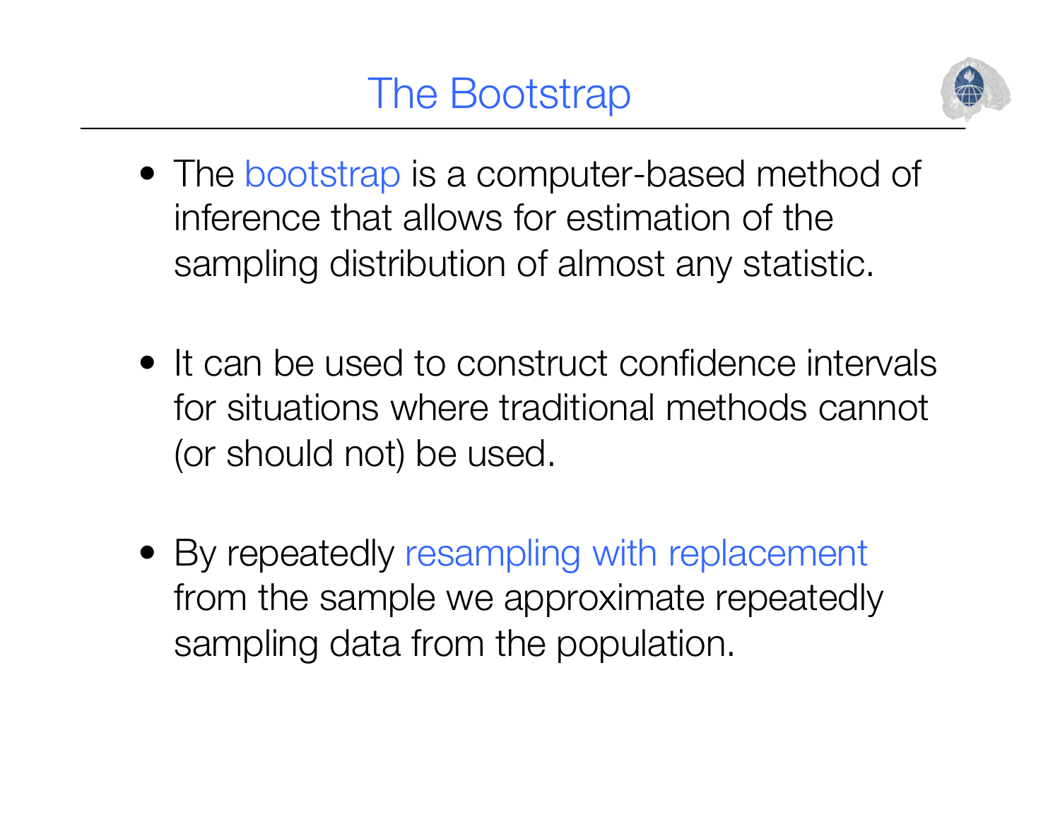# The Bootstrap

- The bootstrap is a computer-based method of inference that allows for estimation of the sampling distribution of almost any statistic.

- It can be used to construct confidence intervals for situations where traditional methods cannot (or should not) be used.

- By repeatedly resampling with replacement from the sample we approximate repeatedly sampling data from the population.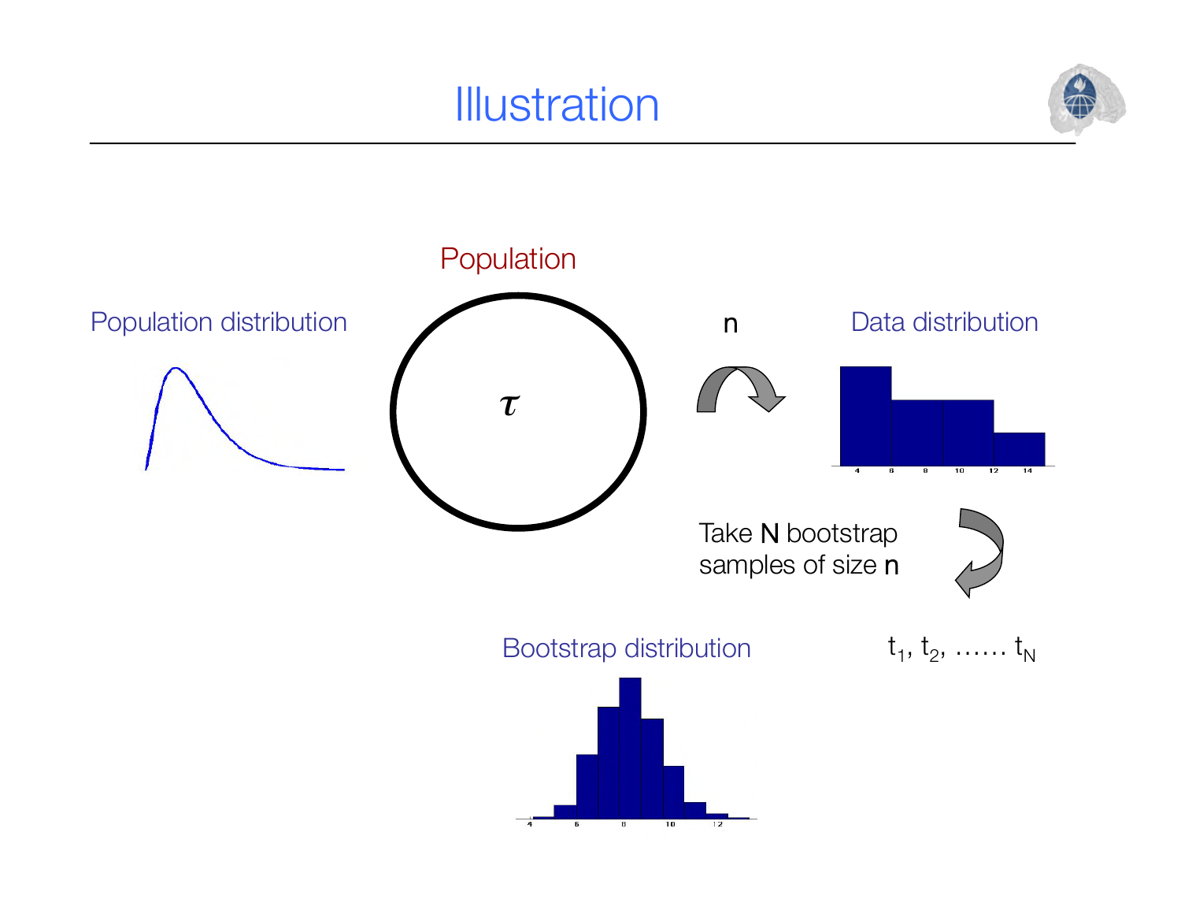# Illustration

Population

Population distribution

$\tau$

n

Data distribution

Take N bootstrap samples of size n

$t_1, t_2, \ldots\ldots t_N$

Bootstrap distribution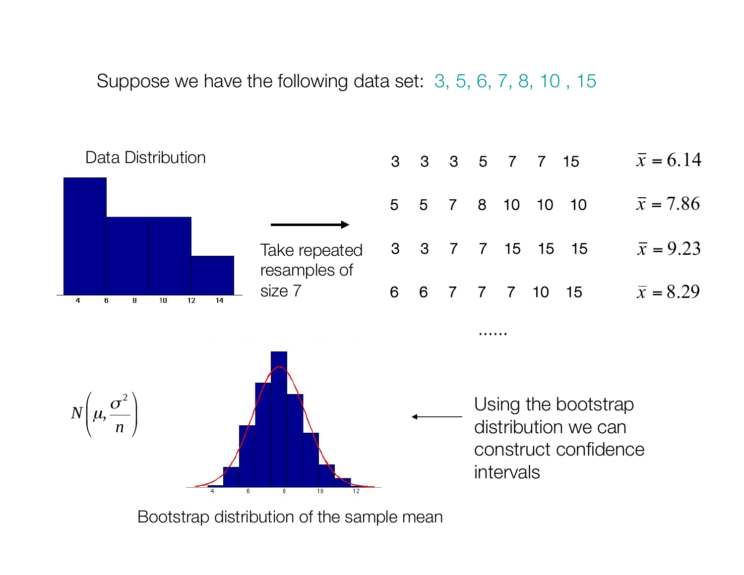Suppose we have the following data set: 3, 5, 6, 7, 8, 10 , 15

Data Distribution

Take repeated resamples of size 7

| | | | | | | | |
|---|---|---|---|---|---|---|---|
| 3 | 3 | 3 | 5 | 7 | 7 | 15 | $\bar{x} = 6.14$ |
| 5 | 5 | 7 | 8 | 10 | 10 | 10 | $\bar{x} = 7.86$ |
| 3 | 3 | 7 | 7 | 15 | 15 | 15 | $\bar{x} = 9.23$ |
| 6 | 6 | 7 | 7 | 7 | 10 | 15 | $\bar{x} = 8.29$ |

......

$N\left(\mu, \frac{\sigma^2}{n}\right)$

Using the bootstrap distribution we can construct confidence intervals

Bootstrap distribution of the sample mean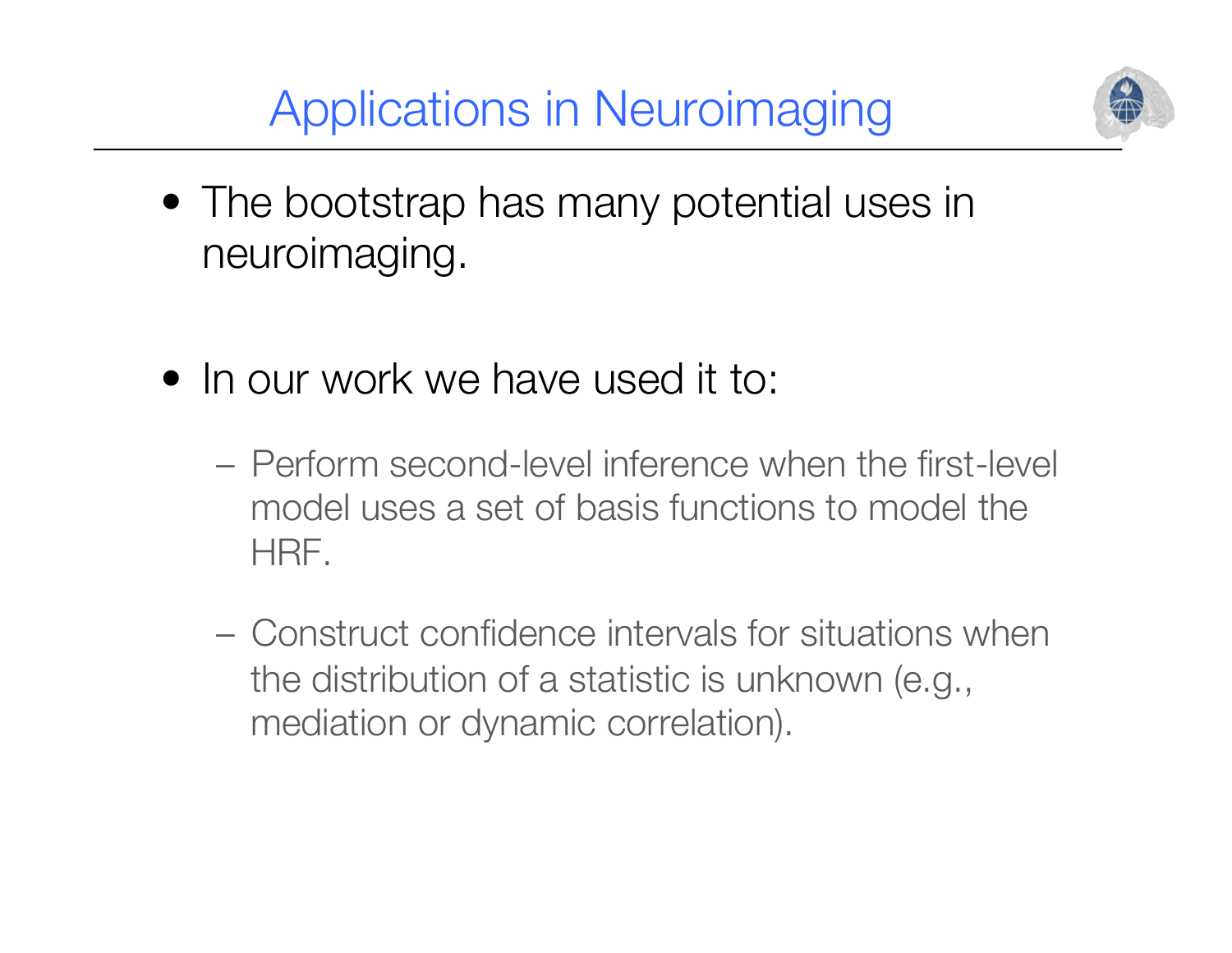# Applications in Neuroimaging

- The bootstrap has many potential uses in neuroimaging.

- In our work we have used it to:

  – Perform second-level inference when the first-level model uses a set of basis functions to model the HRF.

  – Construct confidence intervals for situations when the distribution of a statistic is unknown (e.g., mediation or dynamic correlation).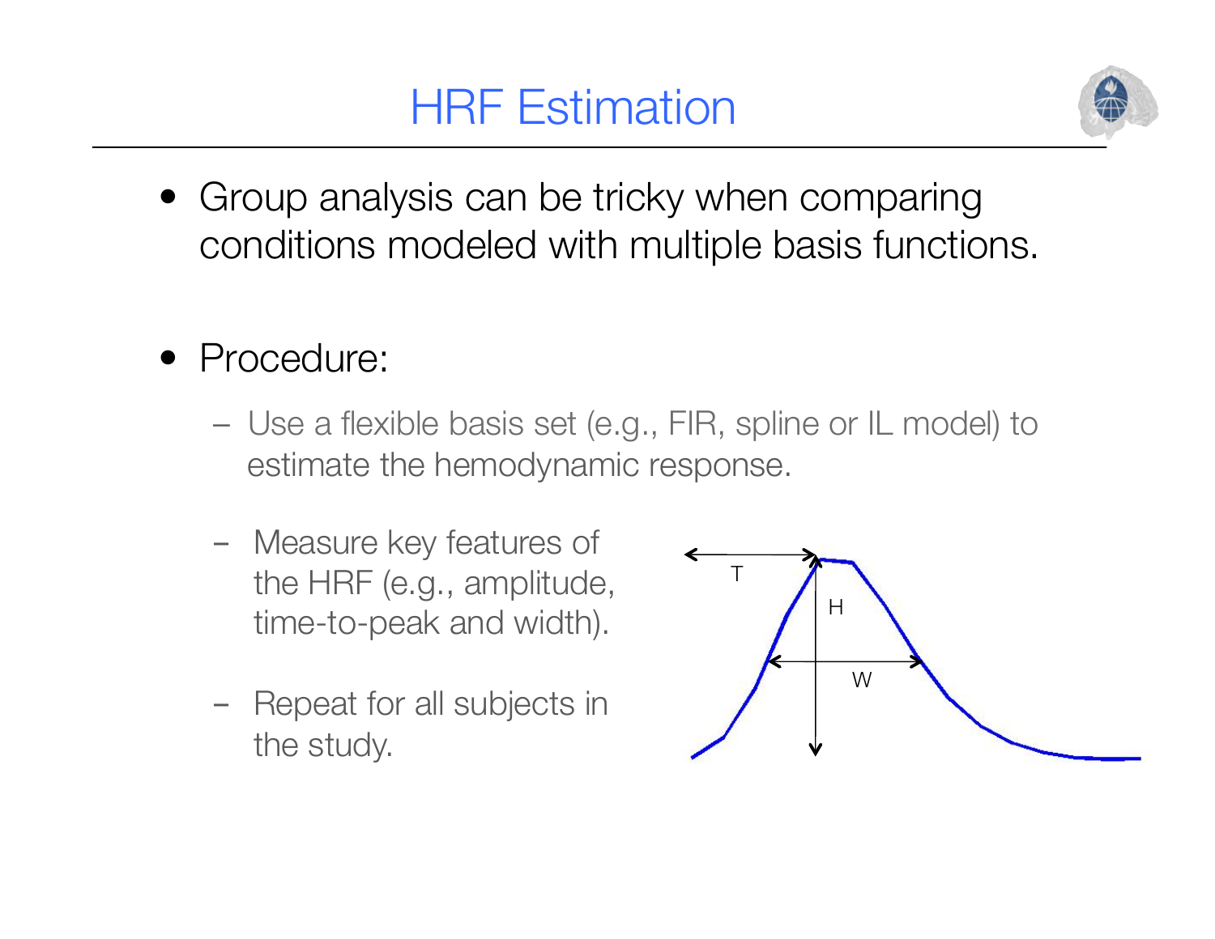# HRF Estimation

- Group analysis can be tricky when comparing conditions modeled with multiple basis functions.

- Procedure:
  - Use a flexible basis set (e.g., FIR, spline or IL model) to estimate the hemodynamic response.
  - Measure key features of the HRF (e.g., amplitude, time-to-peak and width).
  - Repeat for all subjects in the study.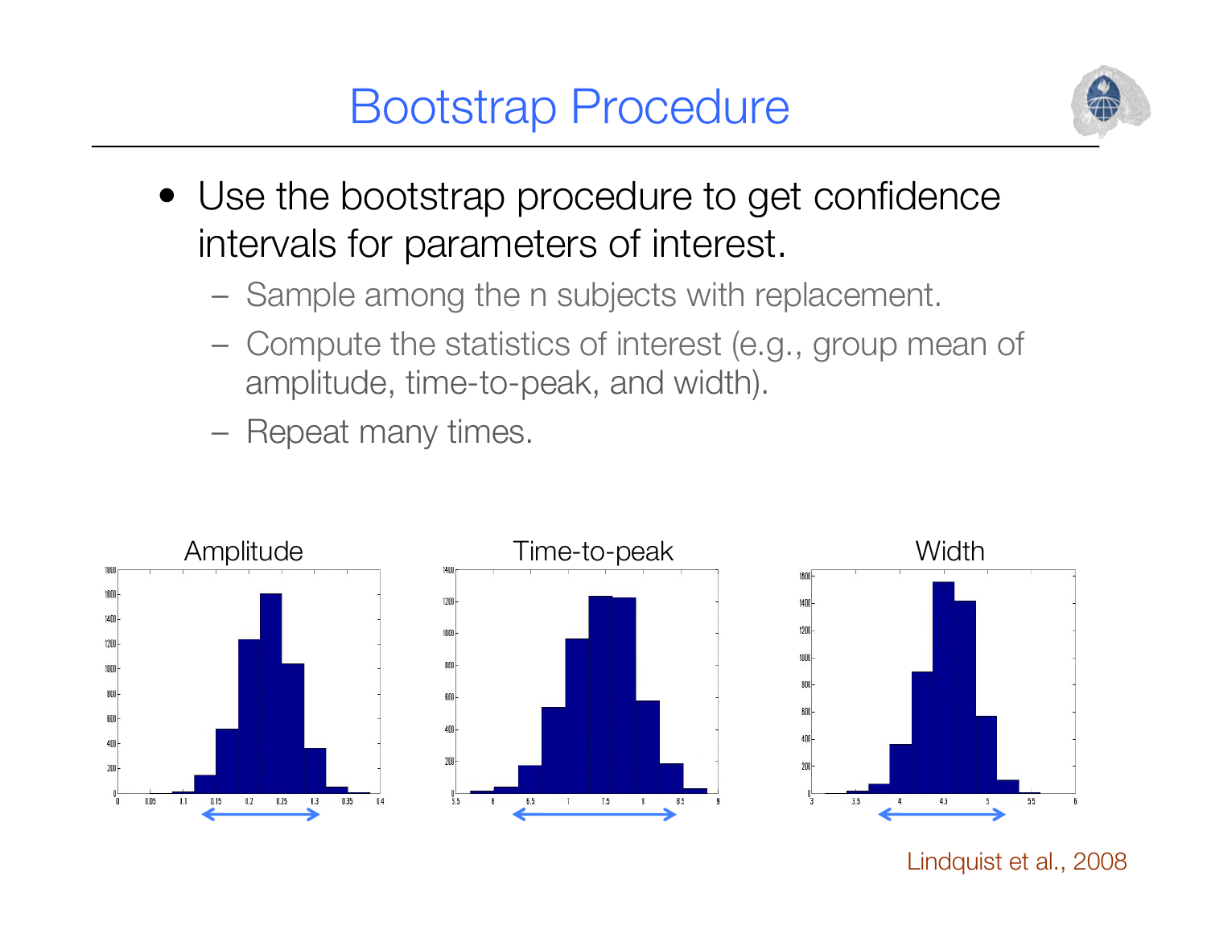# Bootstrap Procedure

- Use the bootstrap procedure to get confidence intervals for parameters of interest.
  - Sample among the n subjects with replacement.
  - Compute the statistics of interest (e.g., group mean of amplitude, time-to-peak, and width).
  - Repeat many times.

Amplitude

Time-to-peak

Width

Lindquist et al., 2008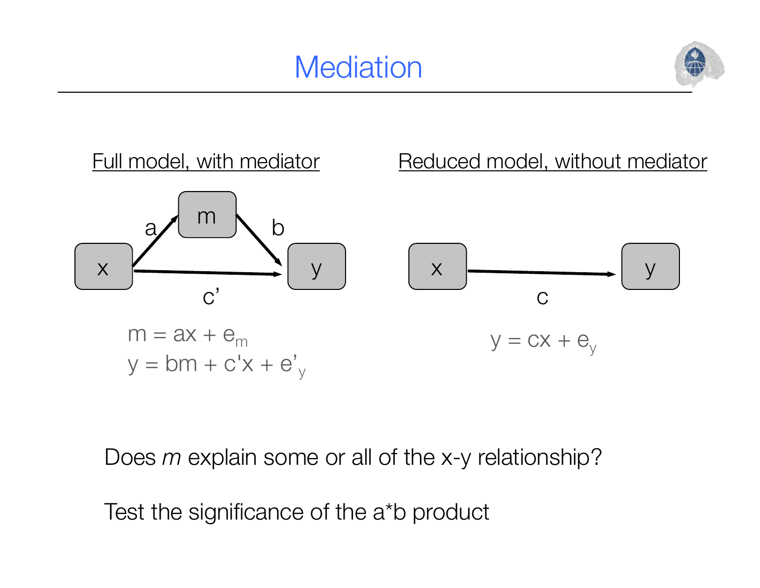# Mediation

<u>Full model, with mediator</u>

x → m (a), m → y (b), x → y (c')

$$m = ax + e_m$$
$$y = bm + c'x + e'_y$$

<u>Reduced model, without mediator</u>

x → y (c)

$$y = cx + e_y$$

Does *m* explain some or all of the x-y relationship?

Test the significance of the a*b product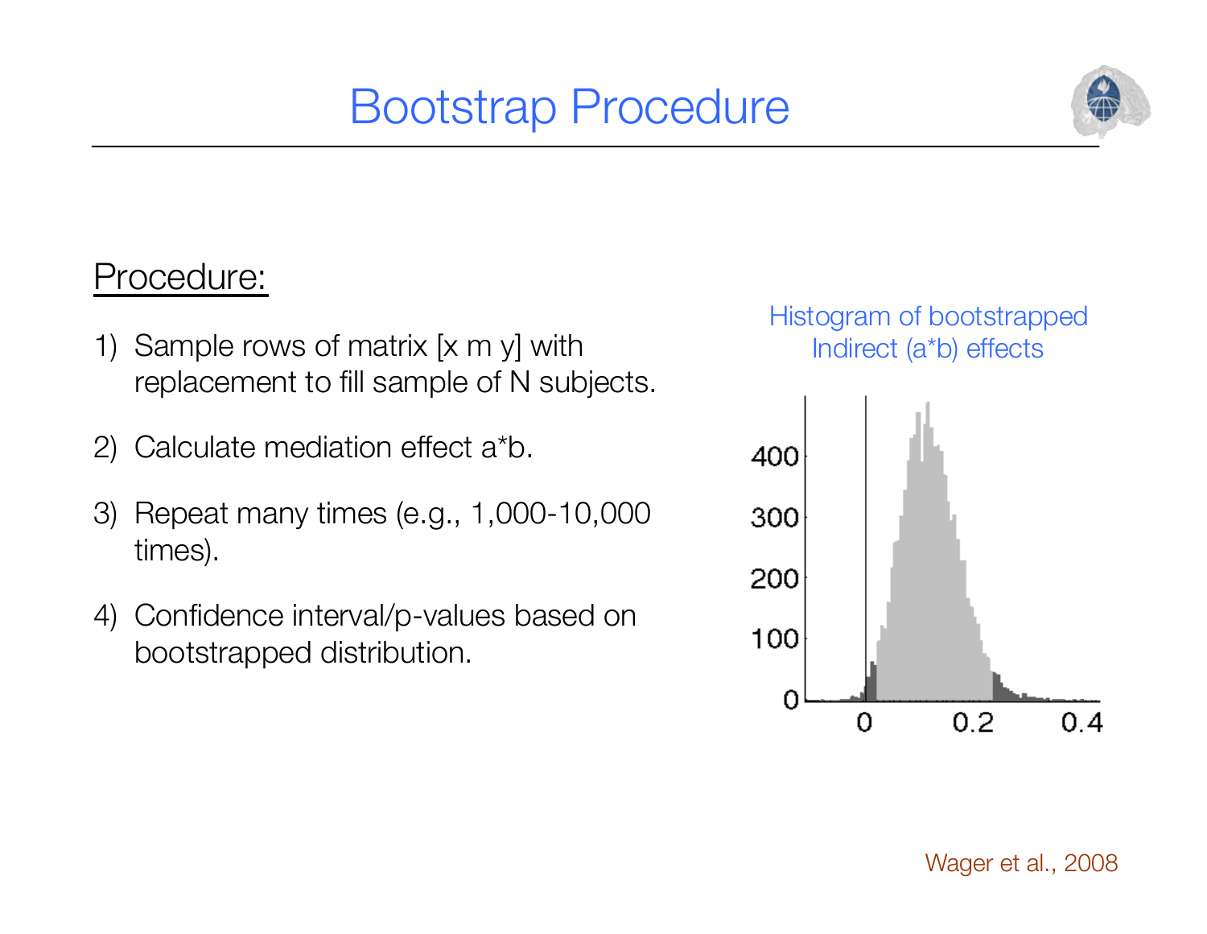# Bootstrap Procedure

Procedure:

1) Sample rows of matrix [x m y] with replacement to fill sample of N subjects.
2) Calculate mediation effect a*b.
3) Repeat many times (e.g., 1,000-10,000 times).
4) Confidence interval/p-values based on bootstrapped distribution.

Histogram of bootstrapped Indirect (a*b) effects

Wager et al., 2008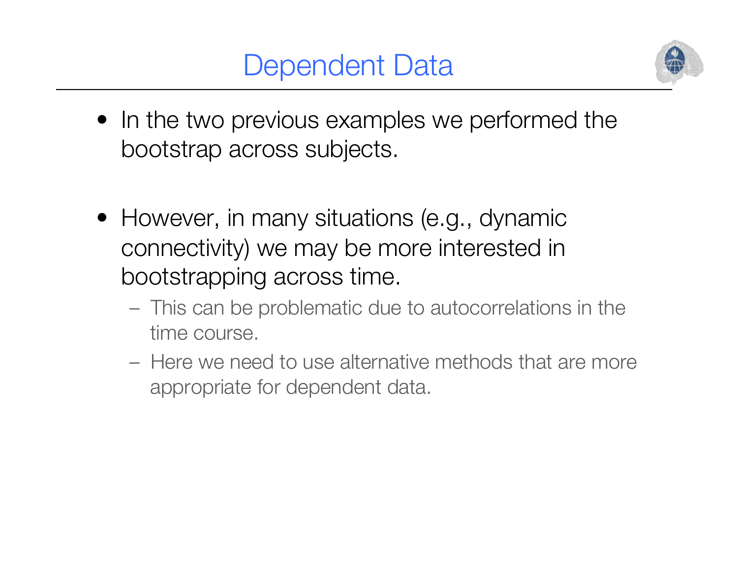# Dependent Data

- In the two previous examples we performed the bootstrap across subjects.

- However, in many situations (e.g., dynamic connectivity) we may be more interested in bootstrapping across time.
  - This can be problematic due to autocorrelations in the time course.
  - Here we need to use alternative methods that are more appropriate for dependent data.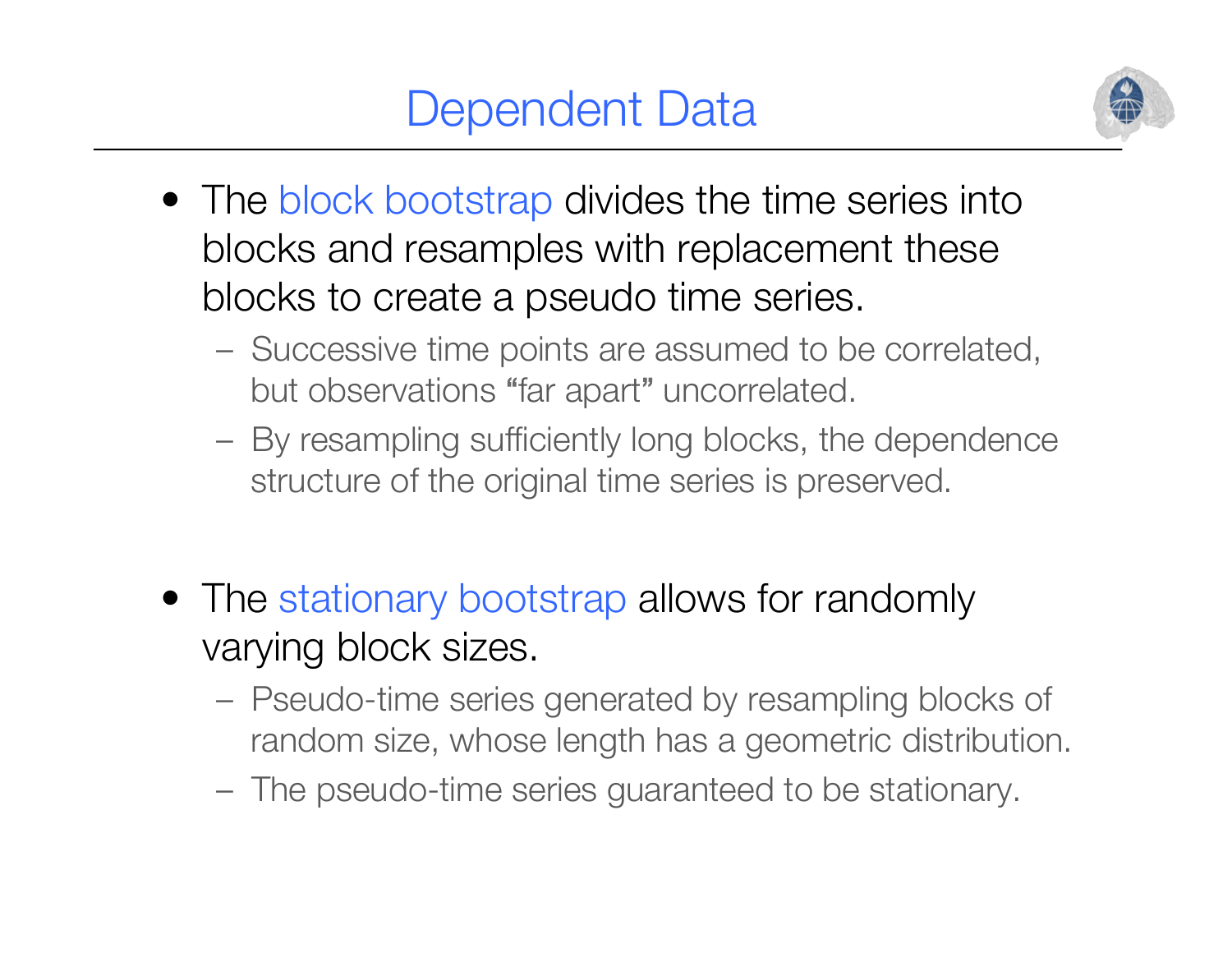# Dependent Data

- The block bootstrap divides the time series into blocks and resamples with replacement these blocks to create a pseudo time series.
  - Successive time points are assumed to be correlated, but observations "far apart" uncorrelated.
  - By resampling sufficiently long blocks, the dependence structure of the original time series is preserved.

- The stationary bootstrap allows for randomly varying block sizes.
  - Pseudo-time series generated by resampling blocks of random size, whose length has a geometric distribution.
  - The pseudo-time series guaranteed to be stationary.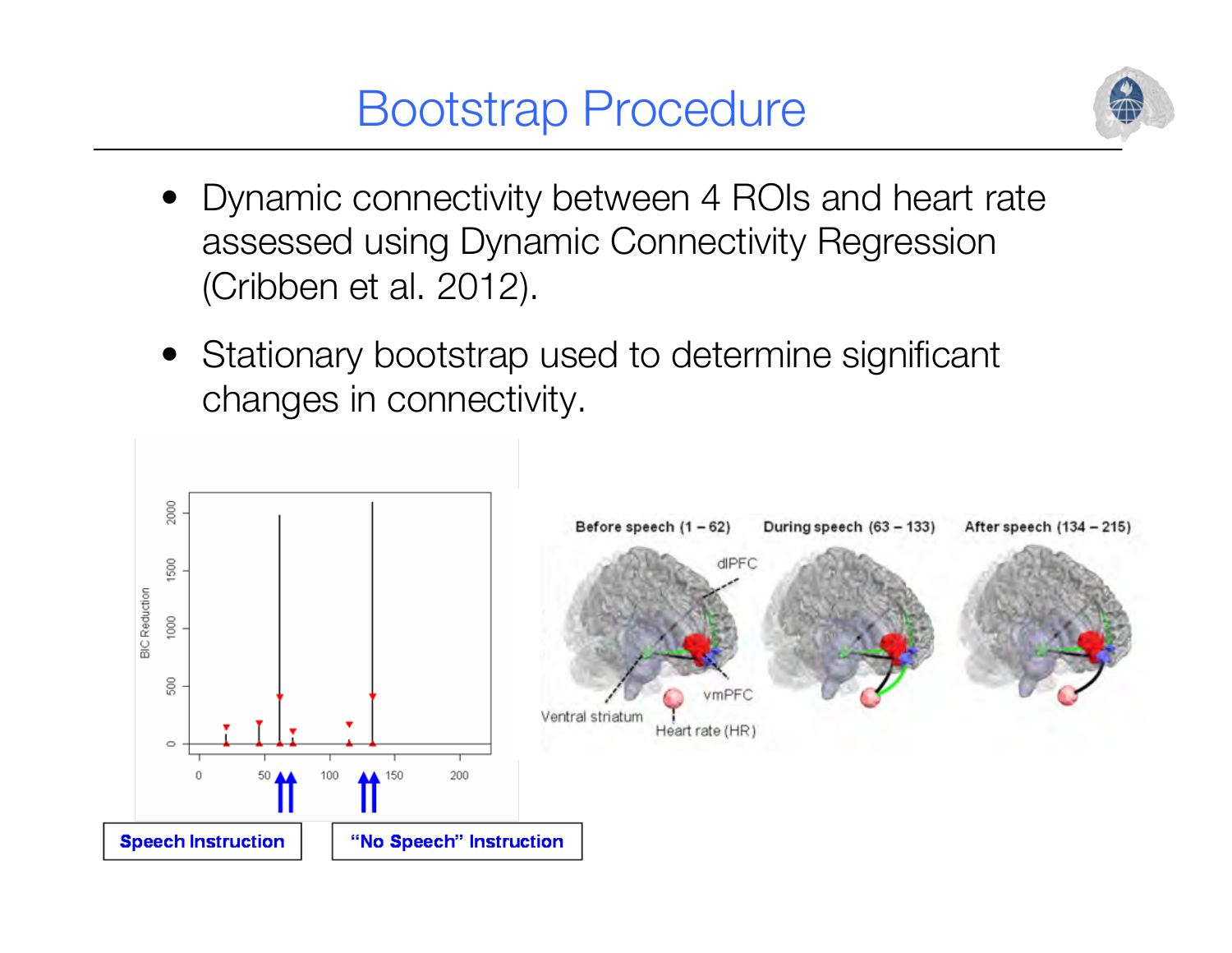# Bootstrap Procedure

- Dynamic connectivity between 4 ROIs and heart rate assessed using Dynamic Connectivity Regression (Cribben et al. 2012).
- Stationary bootstrap used to determine significant changes in connectivity.

Speech Instruction

"No Speech" Instruction

Before speech (1 – 62) | During speech (63 – 133) | After speech (134 – 215)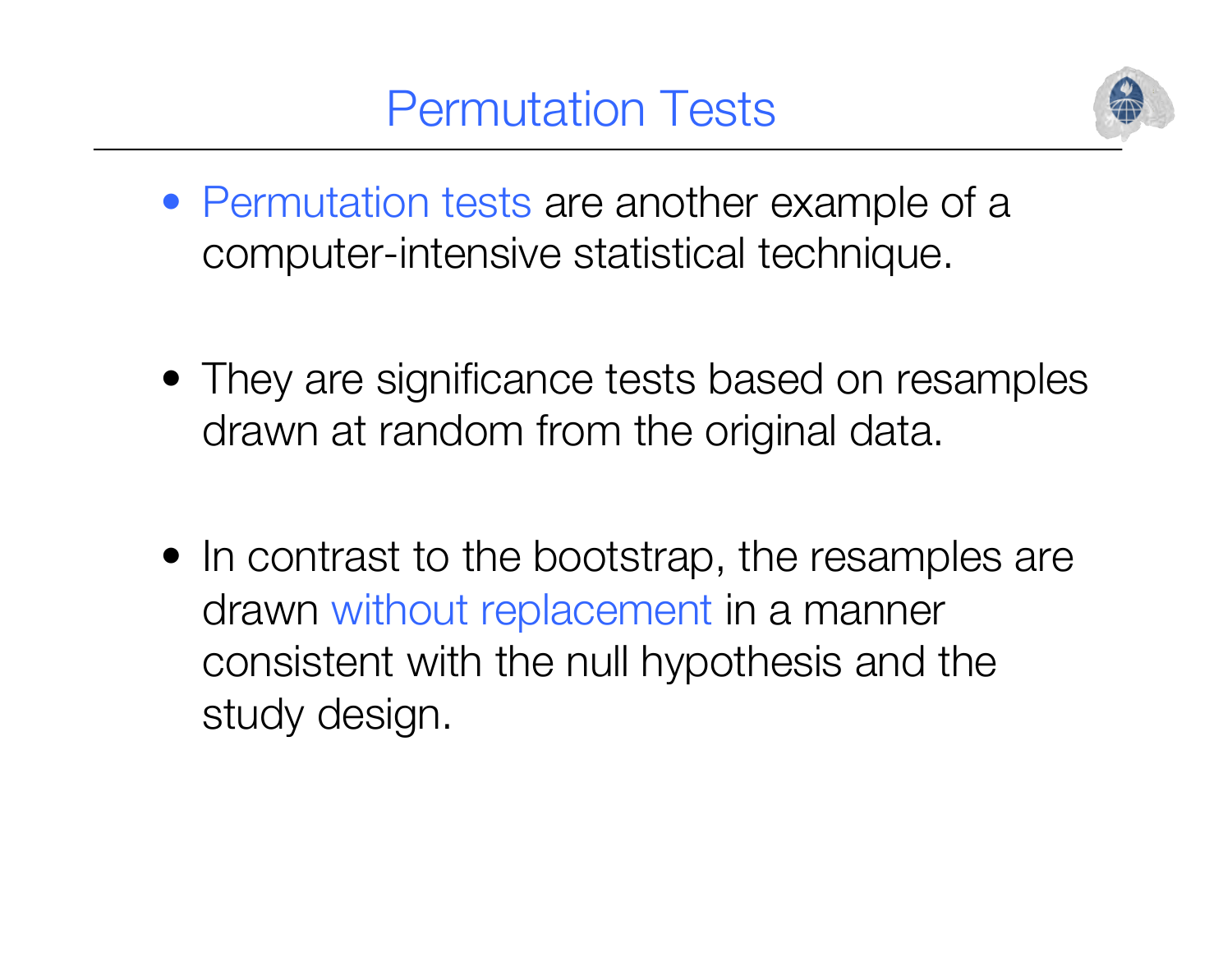# Permutation Tests

- Permutation tests are another example of a computer-intensive statistical technique.

- They are significance tests based on resamples drawn at random from the original data.

- In contrast to the bootstrap, the resamples are drawn without replacement in a manner consistent with the null hypothesis and the study design.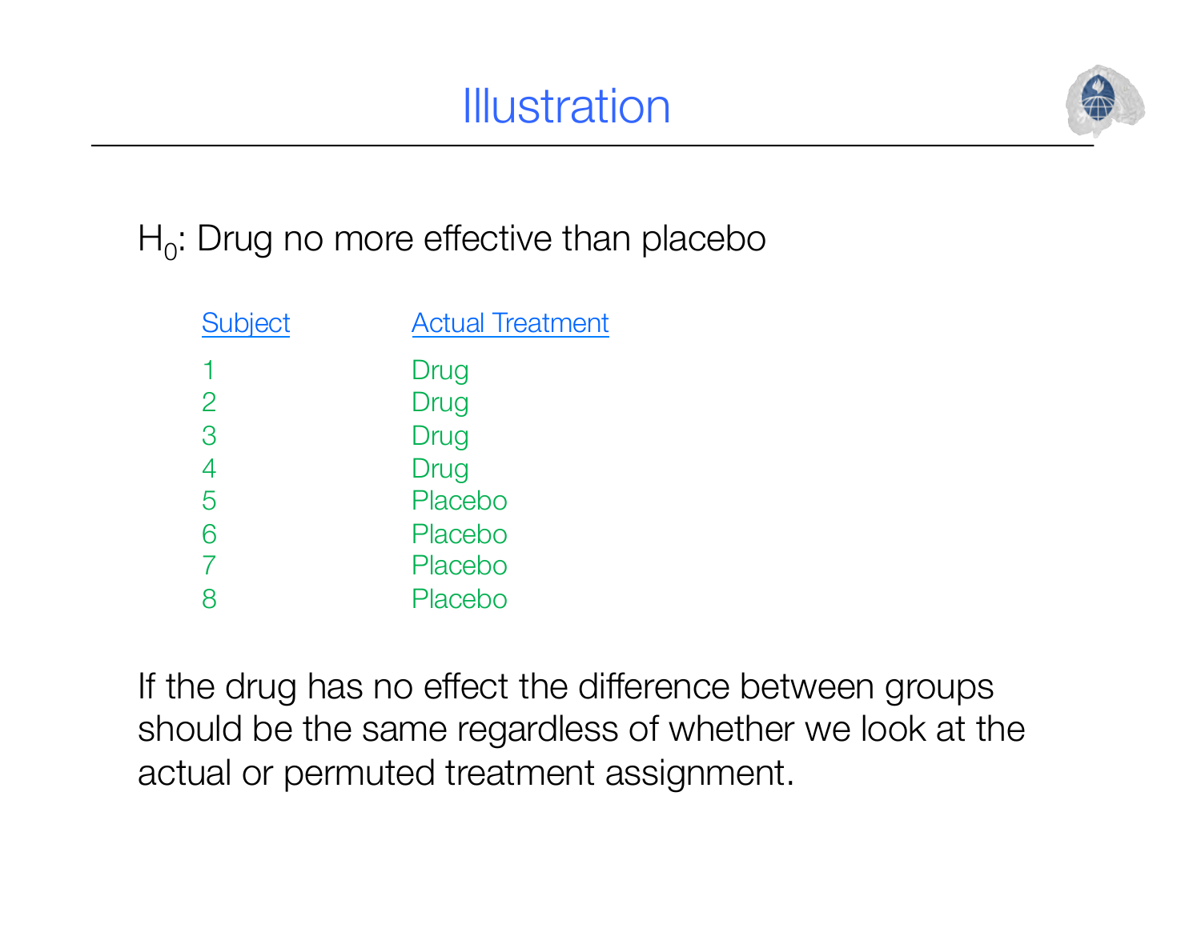# Illustration

$H_0$: Drug no more effective than placebo

| Subject | Actual Treatment |
|---|---|
| 1 | Drug |
| 2 | Drug |
| 3 | Drug |
| 4 | Drug |
| 5 | Placebo |
| 6 | Placebo |
| 7 | Placebo |
| 8 | Placebo |

If the drug has no effect the difference between groups should be the same regardless of whether we look at the actual or permuted treatment assignment.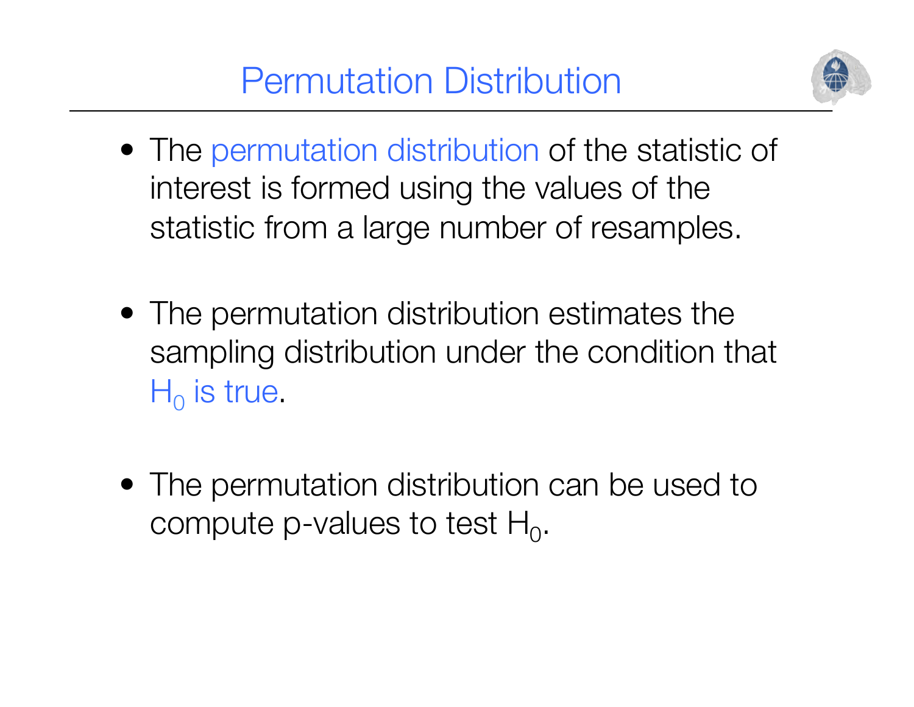# Permutation Distribution

- The permutation distribution of the statistic of interest is formed using the values of the statistic from a large number of resamples.

- The permutation distribution estimates the sampling distribution under the condition that $H_0$ is true.

- The permutation distribution can be used to compute p-values to test $H_0$.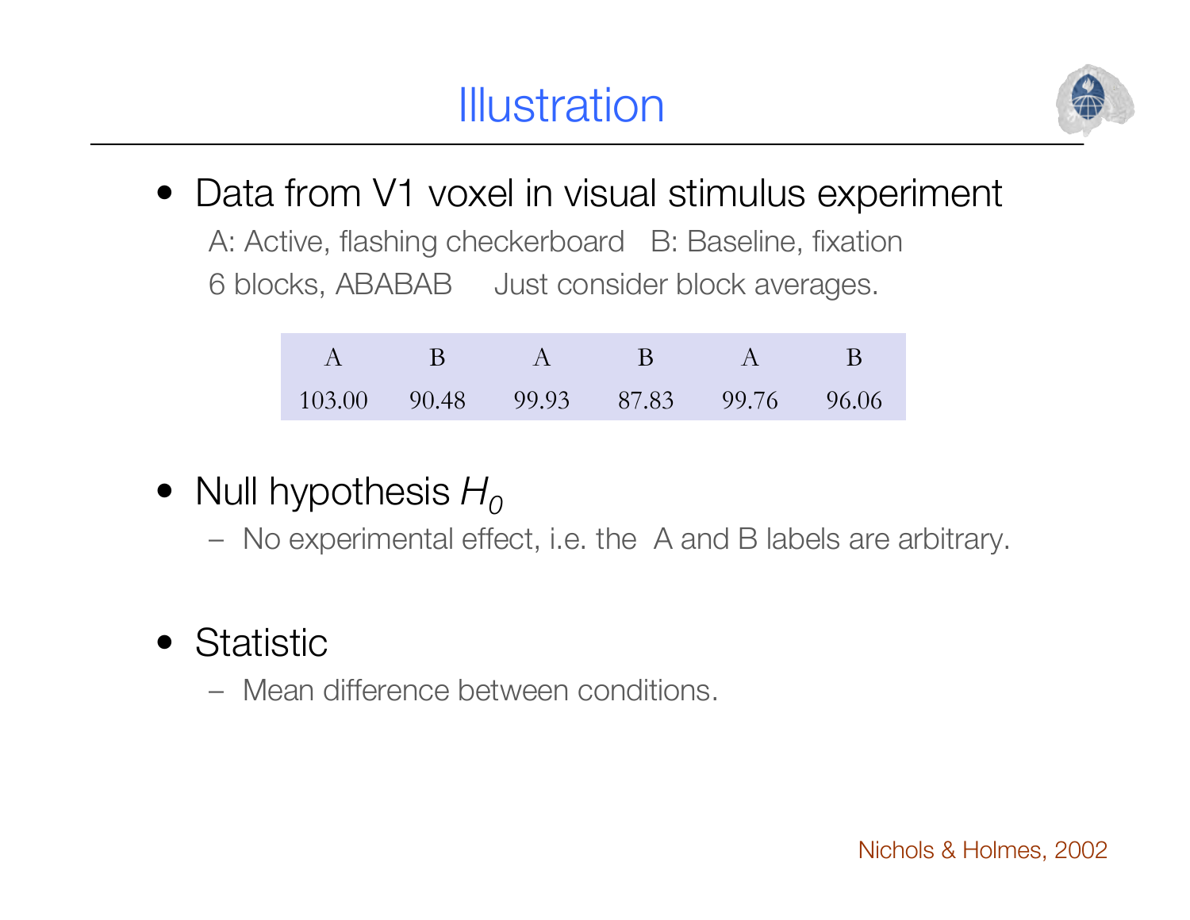# Illustration

- Data from V1 voxel in visual stimulus experiment

  A: Active, flashing checkerboard   B: Baseline, fixation

  6 blocks, ABABAB   Just consider block averages.

| A | B | A | B | A | B |
|---|---|---|---|---|---|
| 103.00 | 90.48 | 99.93 | 87.83 | 99.76 | 96.06 |

- Null hypothesis $H_0$
  - No experimental effect, i.e. the A and B labels are arbitrary.

- Statistic
  - Mean difference between conditions.

Nichols & Holmes, 2002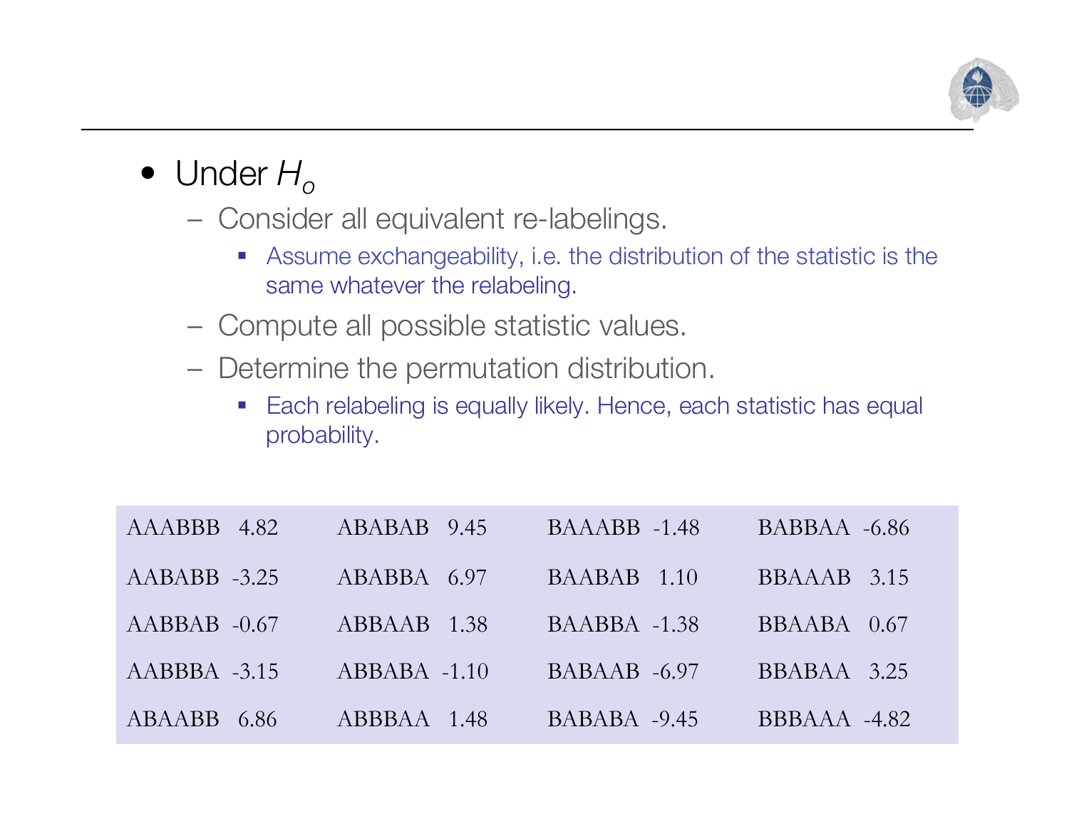- Under $H_o$
  - Consider all equivalent re-labelings.
    - Assume exchangeability, i.e. the distribution of the statistic is the same whatever the relabeling.
  - Compute all possible statistic values.
  - Determine the permutation distribution.
    - Each relabeling is equally likely. Hence, each statistic has equal probability.

| | | | | | | | |
|---|---|---|---|---|---|---|---|
| AAABBB | 4.82 | ABABAB | 9.45 | BAAABB | -1.48 | BABBAA | -6.86 |
| AABABB | -3.25 | ABABBA | 6.97 | BAABAB | 1.10 | BBAAAB | 3.15 |
| AABBAB | -0.67 | ABBAAB | 1.38 | BAABBA | -1.38 | BBAABA | 0.67 |
| AABBBA | -3.15 | ABBABA | -1.10 | BABAAB | -6.97 | BBABAA | 3.25 |
| ABAABB | 6.86 | ABBBAA | 1.48 | BABABA | -9.45 | BBBAAA | -4.82 |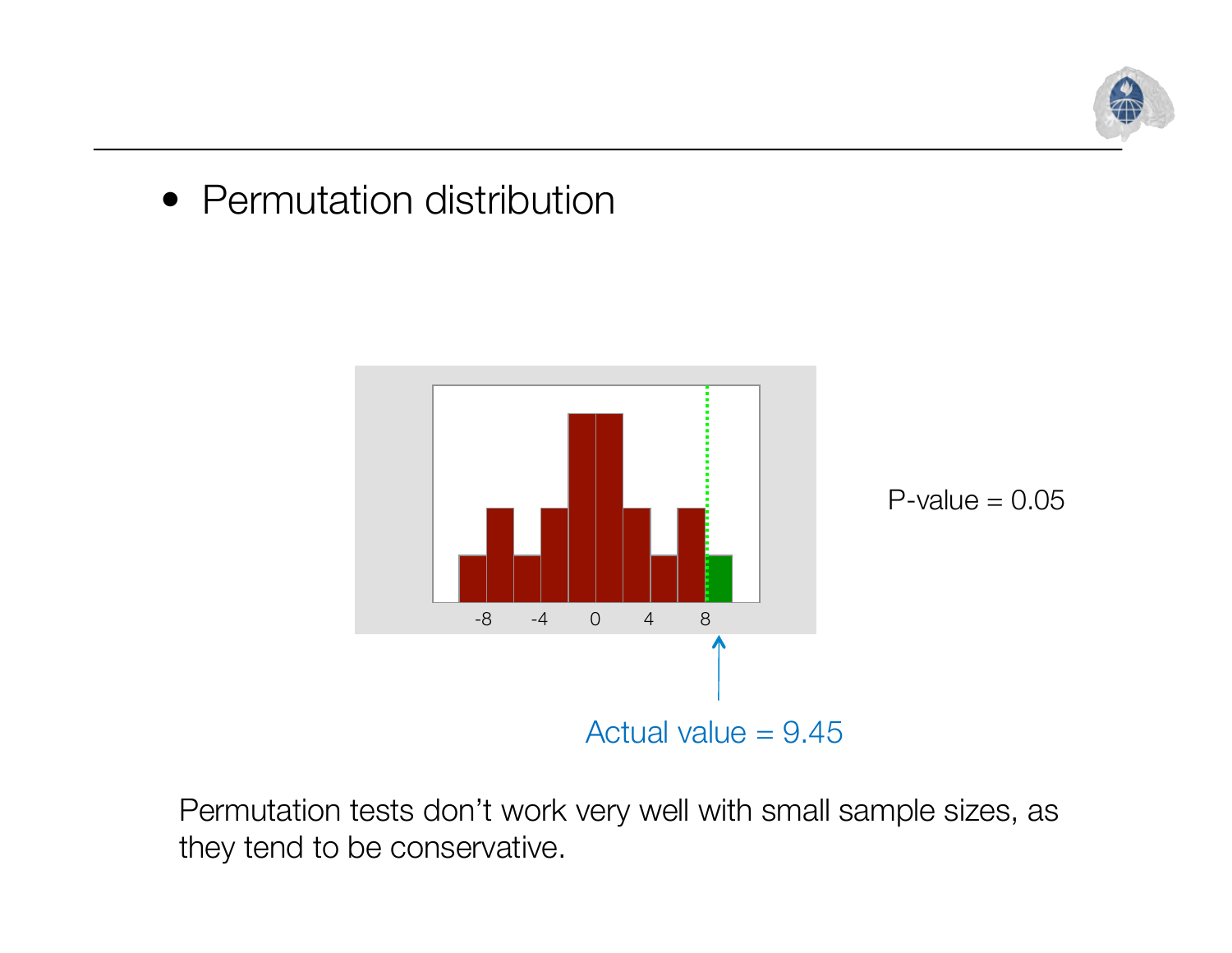- Permutation distribution

-8 -4 0 4 8

P-value = 0.05

Actual value = 9.45

Permutation tests don't work very well with small sample sizes, as they tend to be conservative.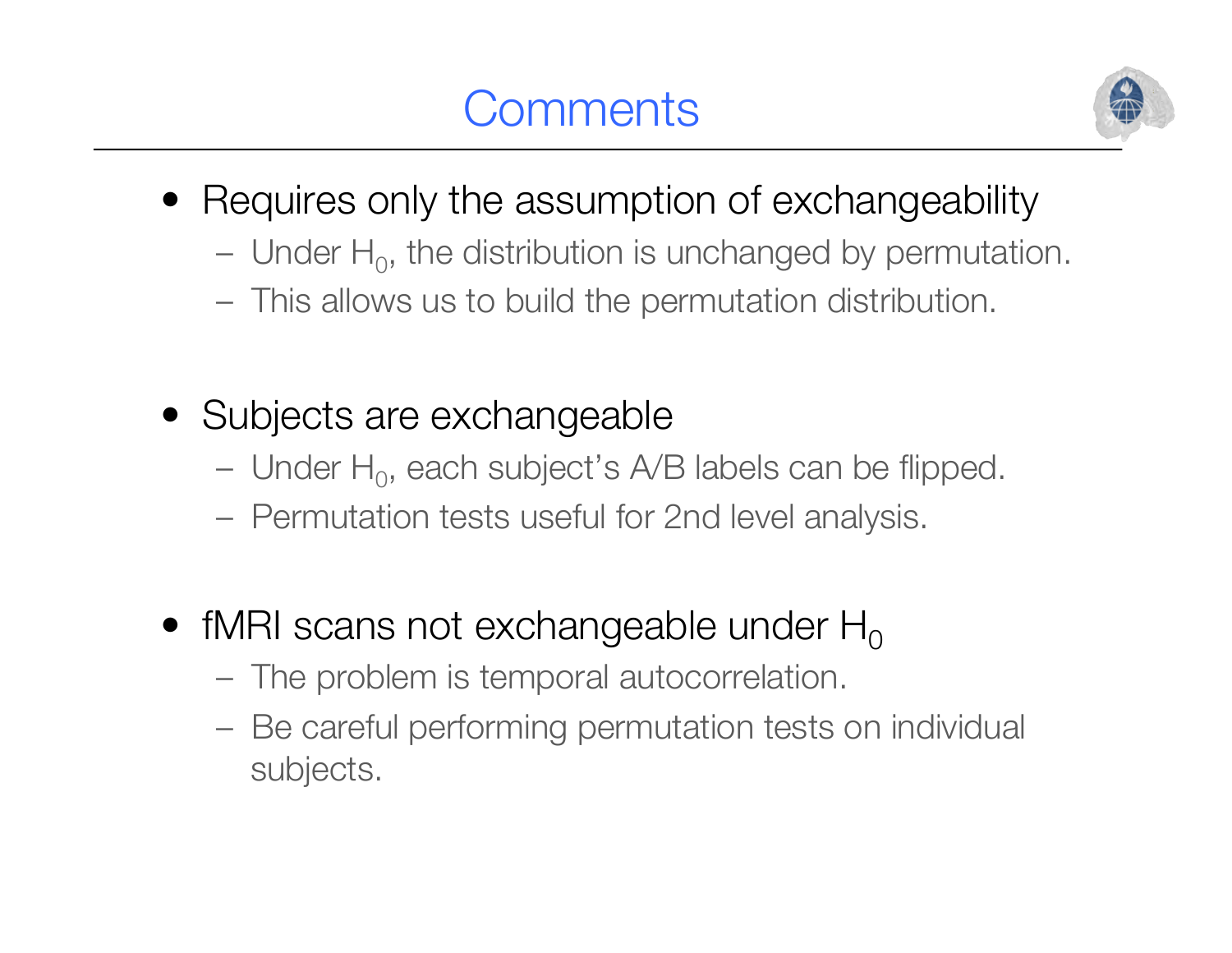# Comments

- Requires only the assumption of exchangeability
  - Under $H_0$, the distribution is unchanged by permutation.
  - This allows us to build the permutation distribution.

- Subjects are exchangeable
  - Under $H_0$, each subject's A/B labels can be flipped.
  - Permutation tests useful for 2nd level analysis.

- fMRI scans not exchangeable under $H_0$
  - The problem is temporal autocorrelation.
  - Be careful performing permutation tests on individual subjects.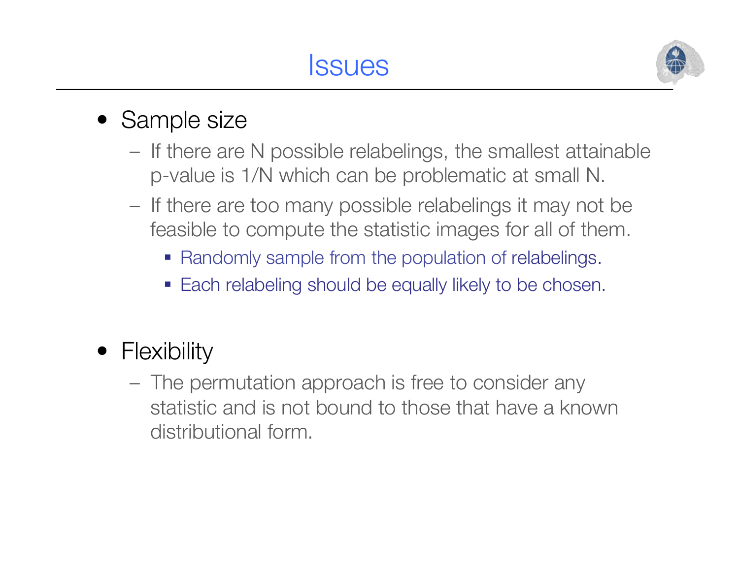# Issues

- Sample size
  - If there are N possible relabelings, the smallest attainable p-value is 1/N which can be problematic at small N.
  - If there are too many possible relabelings it may not be feasible to compute the statistic images for all of them.
    - Randomly sample from the population of relabelings.
    - Each relabeling should be equally likely to be chosen.

- Flexibility
  - The permutation approach is free to consider any statistic and is not bound to those that have a known distributional form.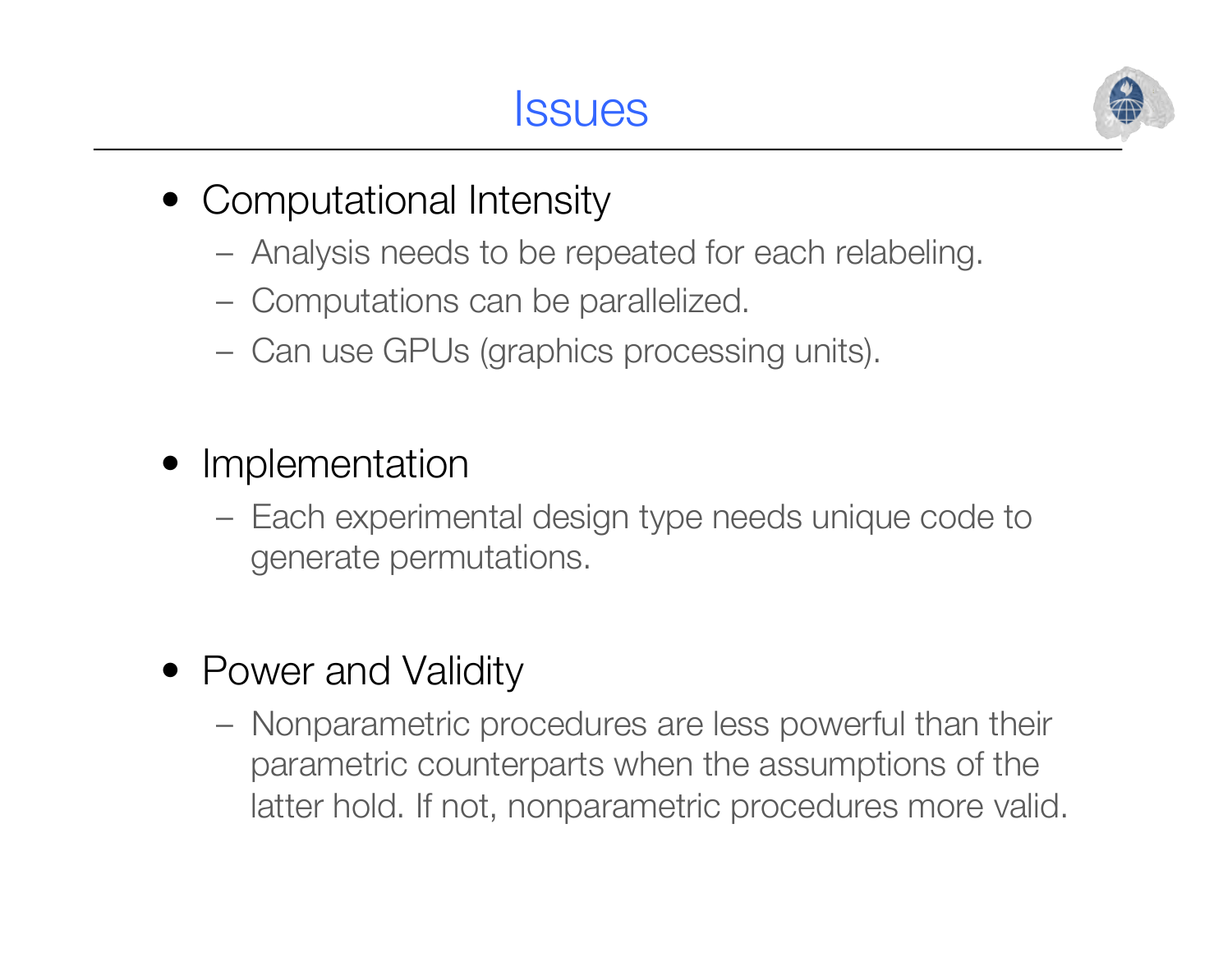# Issues

- Computational Intensity
  - Analysis needs to be repeated for each relabeling.
  - Computations can be parallelized.
  - Can use GPUs (graphics processing units).

- Implementation
  - Each experimental design type needs unique code to generate permutations.

- Power and Validity
  - Nonparametric procedures are less powerful than their parametric counterparts when the assumptions of the latter hold. If not, nonparametric procedures more valid.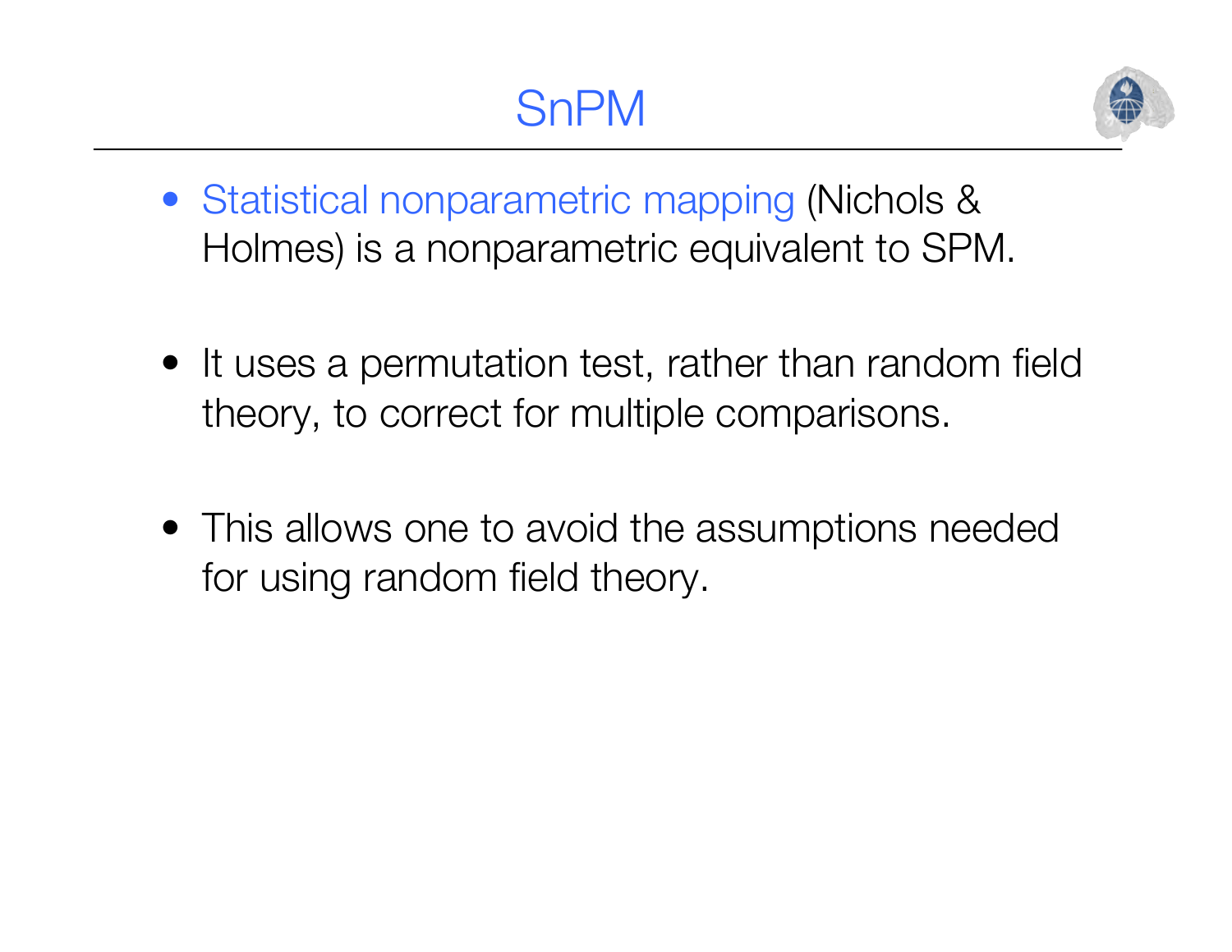# SnPM

- Statistical nonparametric mapping (Nichols & Holmes) is a nonparametric equivalent to SPM.

- It uses a permutation test, rather than random field theory, to correct for multiple comparisons.

- This allows one to avoid the assumptions needed for using random field theory.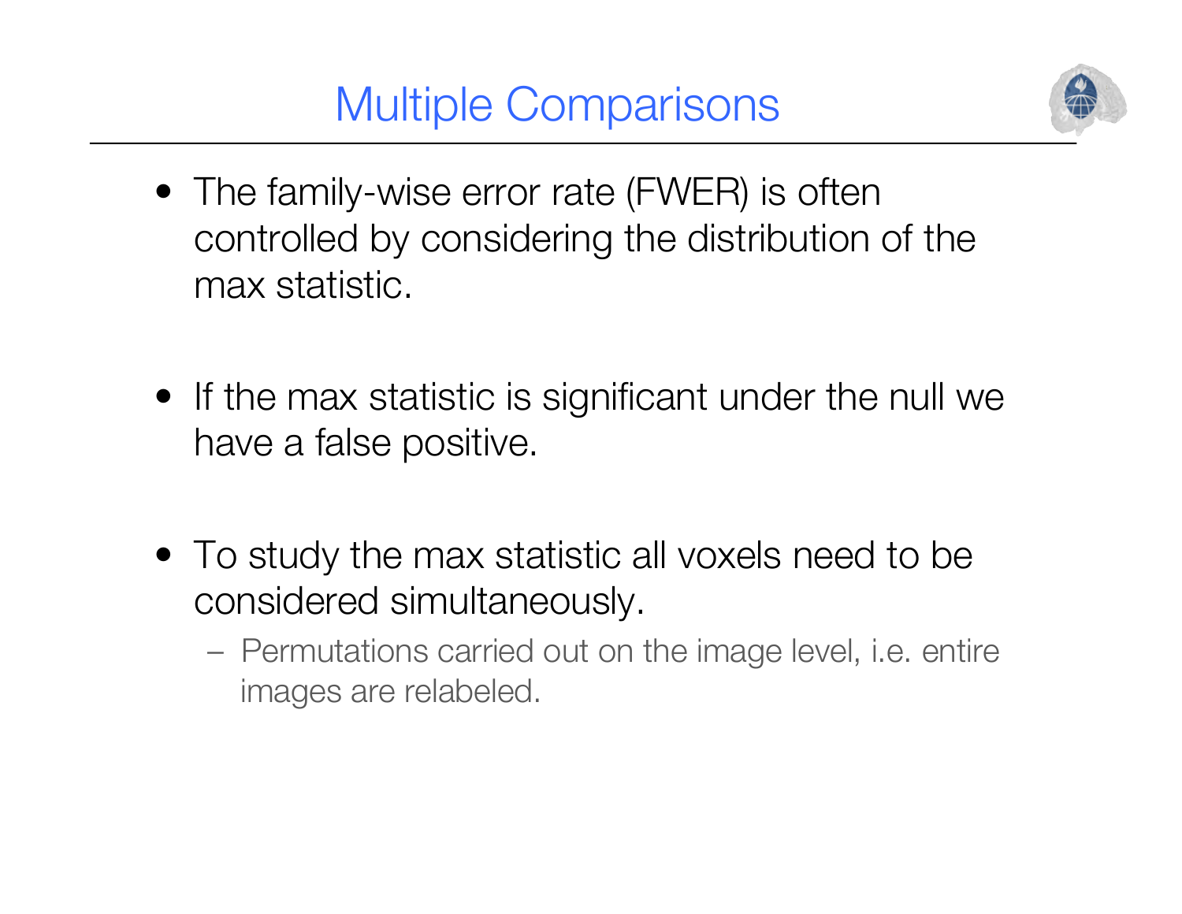# Multiple Comparisons

- The family-wise error rate (FWER) is often controlled by considering the distribution of the max statistic.
- If the max statistic is significant under the null we have a false positive.
- To study the max statistic all voxels need to be considered simultaneously.
  - Permutations carried out on the image level, i.e. entire images are relabeled.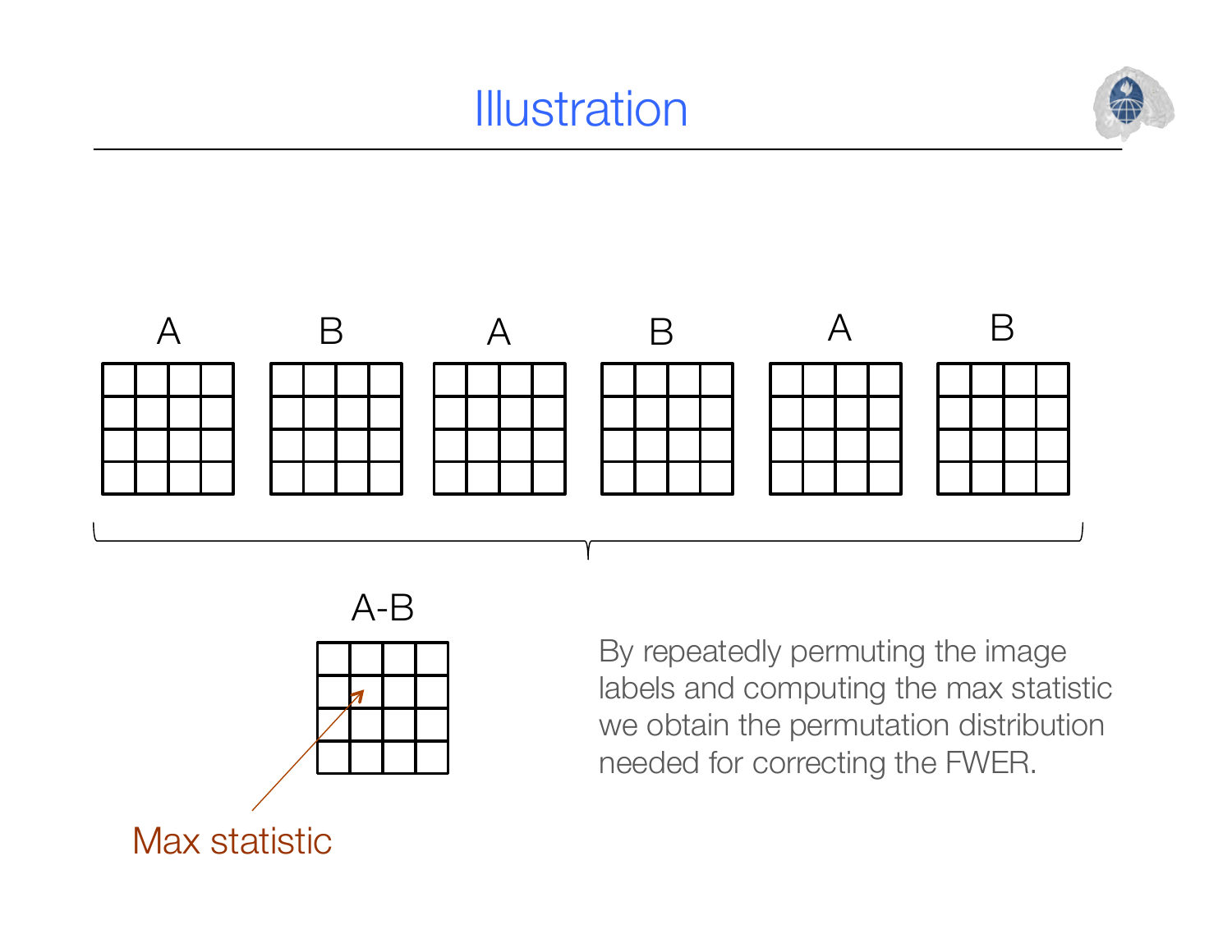# Illustration

A B A B A B

A-B

Max statistic

By repeatedly permuting the image labels and computing the max statistic we obtain the permutation distribution needed for correcting the FWER.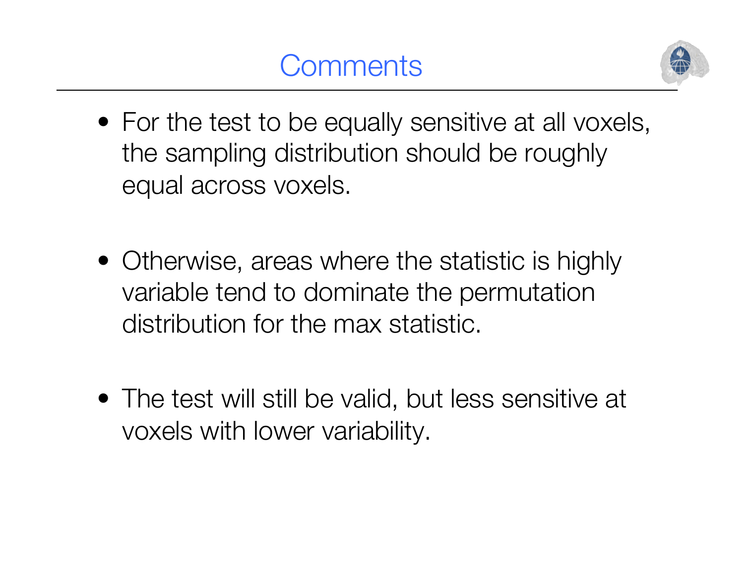# Comments

- For the test to be equally sensitive at all voxels, the sampling distribution should be roughly equal across voxels.
- Otherwise, areas where the statistic is highly variable tend to dominate the permutation distribution for the max statistic.
- The test will still be valid, but less sensitive at voxels with lower variability.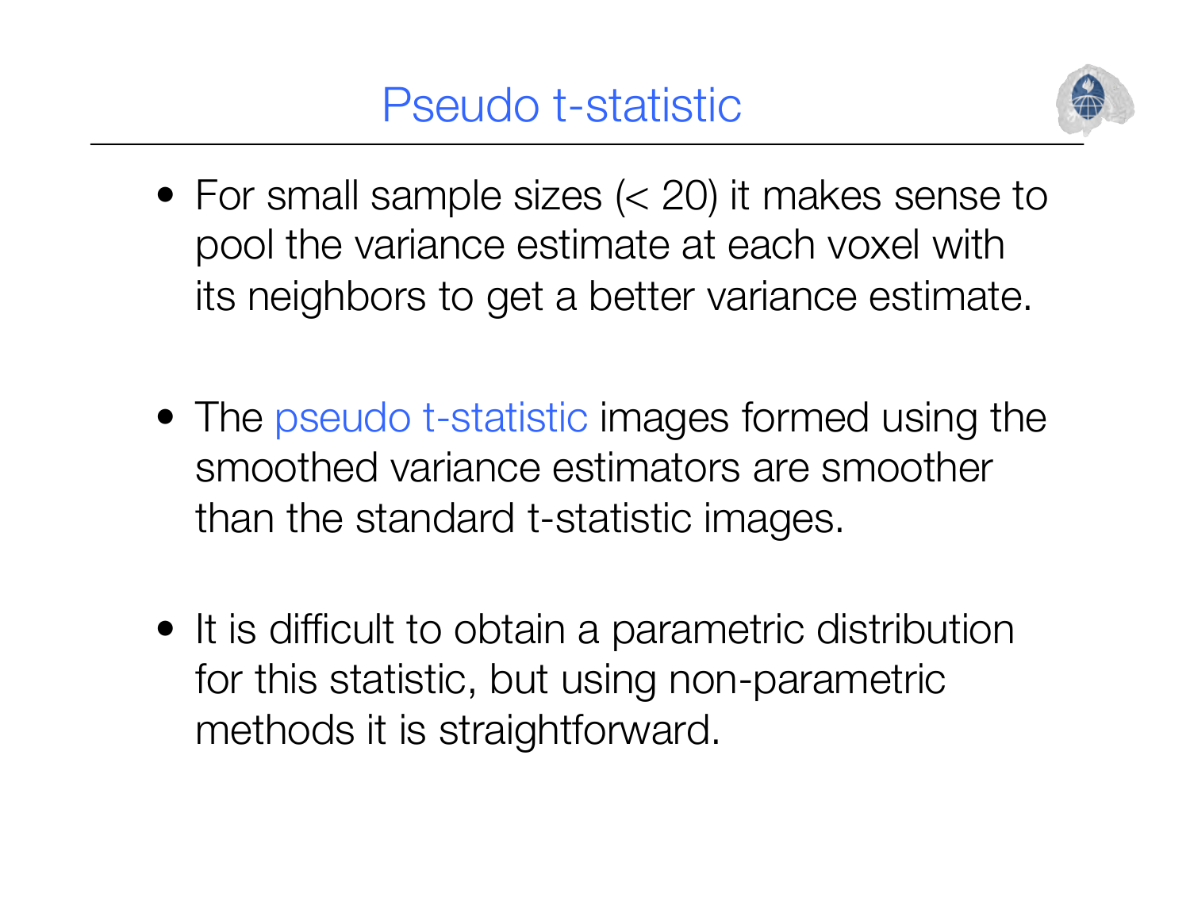# Pseudo t-statistic

- For small sample sizes (< 20) it makes sense to pool the variance estimate at each voxel with its neighbors to get a better variance estimate.

- The pseudo t-statistic images formed using the smoothed variance estimators are smoother than the standard t-statistic images.

- It is difficult to obtain a parametric distribution for this statistic, but using non-parametric methods it is straightforward.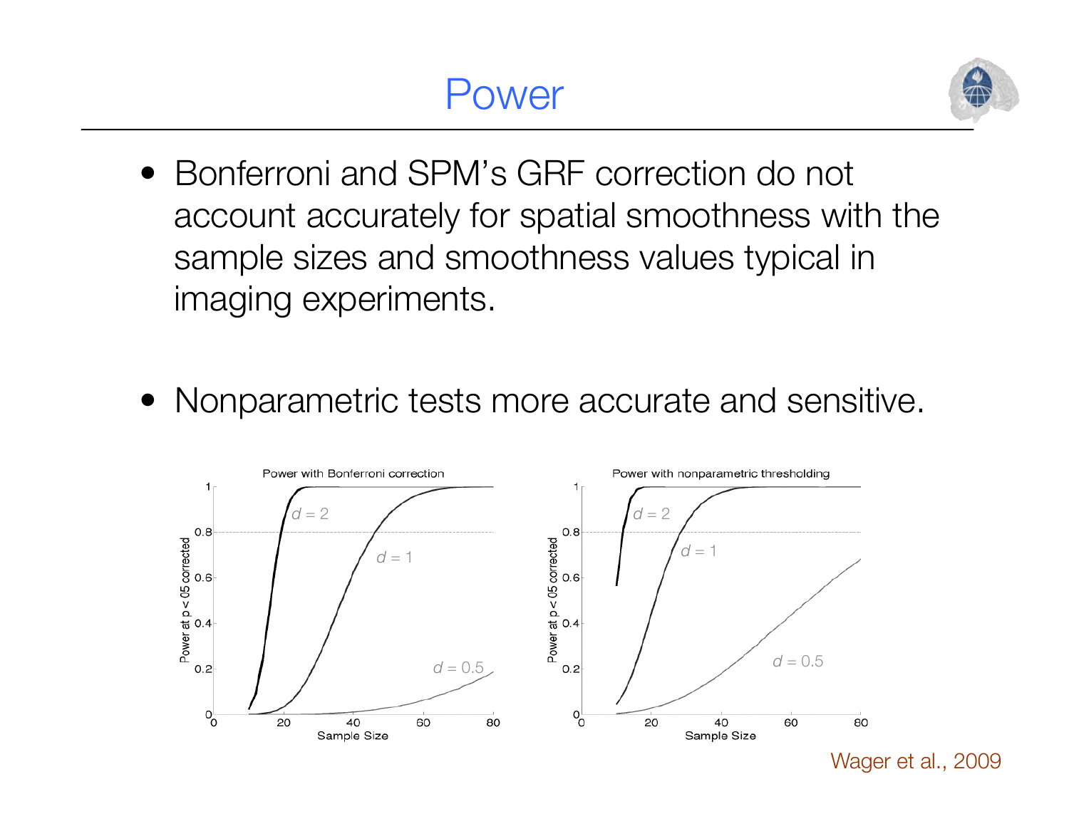# Power

- Bonferroni and SPM's GRF correction do not account accurately for spatial smoothness with the sample sizes and smoothness values typical in imaging experiments.

- Nonparametric tests more accurate and sensitive.

Wager et al., 2009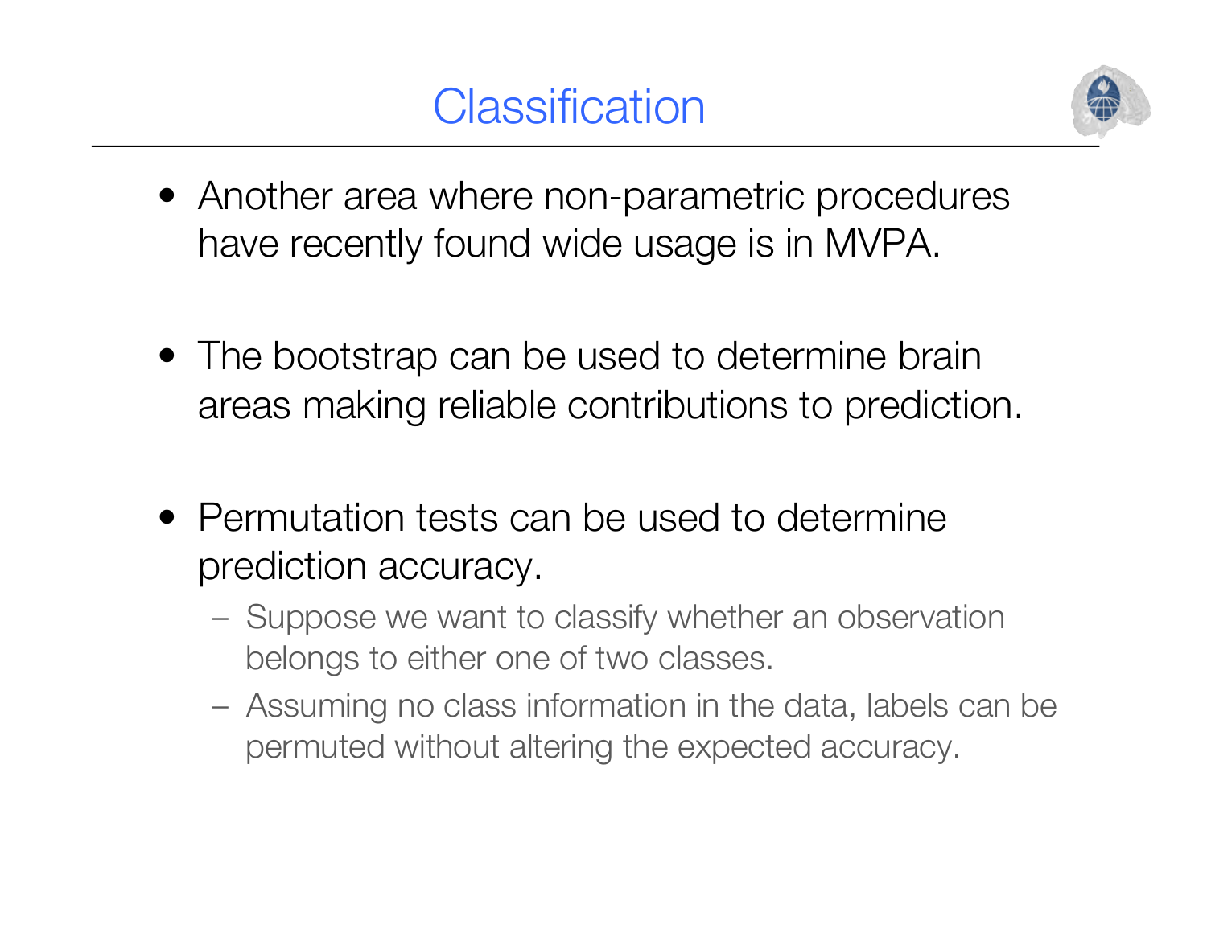# Classification

- Another area where non-parametric procedures have recently found wide usage is in MVPA.

- The bootstrap can be used to determine brain areas making reliable contributions to prediction.

- Permutation tests can be used to determine prediction accuracy.
  - Suppose we want to classify whether an observation belongs to either one of two classes.
  - Assuming no class information in the data, labels can be permuted without altering the expected accuracy.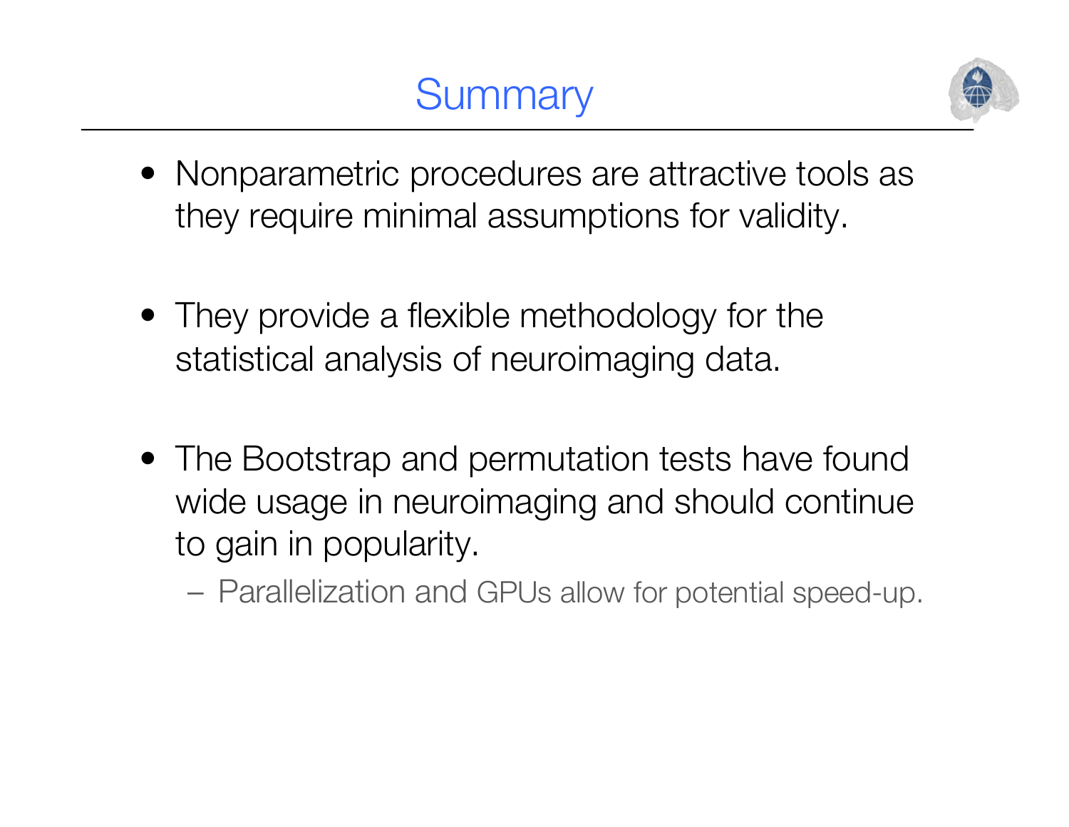# Summary

- Nonparametric procedures are attractive tools as they require minimal assumptions for validity.

- They provide a flexible methodology for the statistical analysis of neuroimaging data.

- The Bootstrap and permutation tests have found wide usage in neuroimaging and should continue to gain in popularity.
  - Parallelization and GPUs allow for potential speed-up.